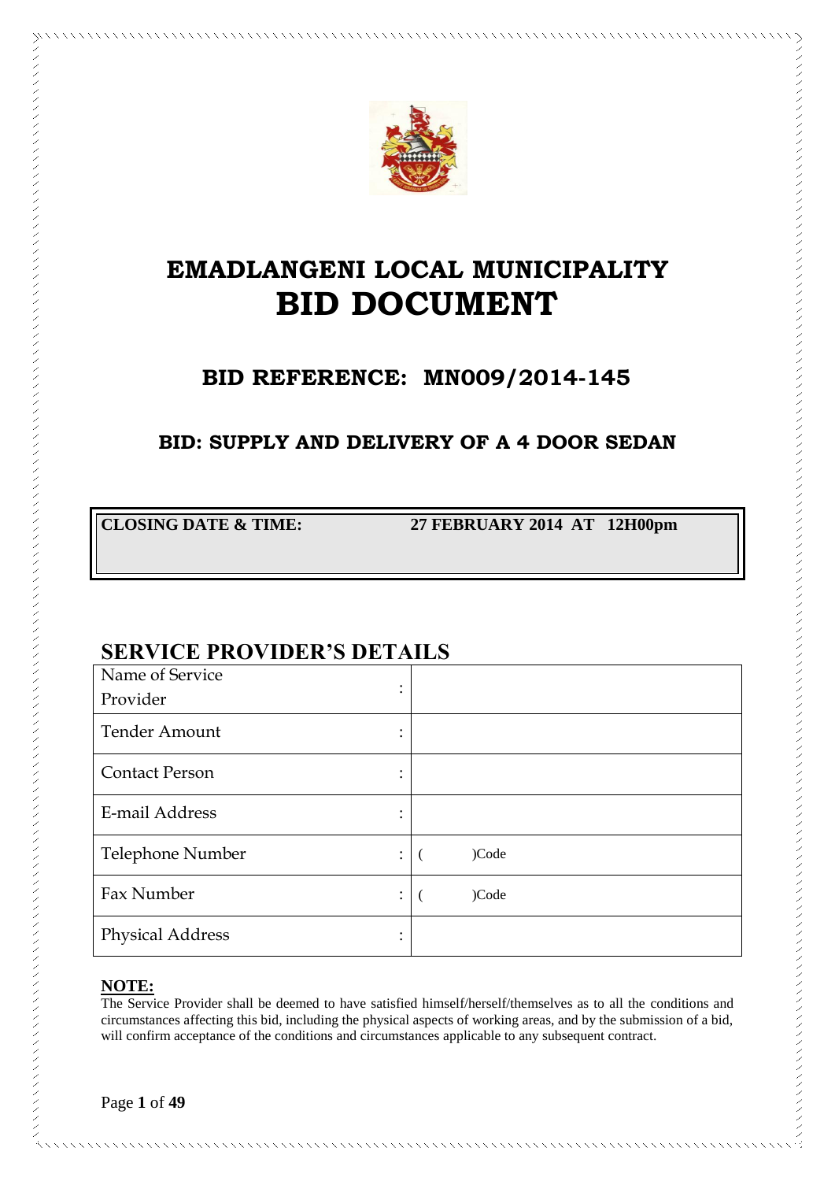# EMADLANGENI LOCAL MUNICIPALITY

# BID DOCUMENT

## BID REFERENCE: MN009/2014-145

### BID: SUPPLY AND DELIVERY OF A 4 DOOR SEDAN

| CLOSING DATE & TIME: | 27 FEBRUARY 2014 AT 12H00pm |
|---|---|

## SERVICE PROVIDER'S DETAILS

| | | |
|---|---|---|
| Name of Service Provider | : | |
| Tender Amount | : | |
| Contact Person | : | |
| E-mail Address | : | |
| Telephone Number | : | ( )Code |
| Fax Number | : | ( )Code |
| Physical Address | : | |

**NOTE:**
The Service Provider shall be deemed to have satisfied himself/herself/themselves as to all the conditions and circumstances affecting this bid, including the physical aspects of working areas, and by the submission of a bid, will confirm acceptance of the conditions and circumstances applicable to any subsequent contract.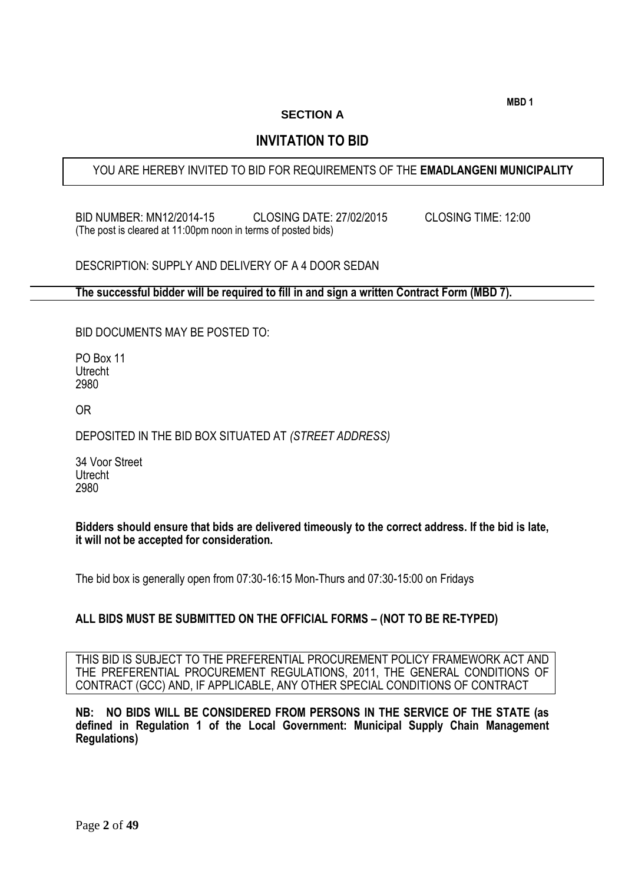MBD 1

**SECTION A**

## INVITATION TO BID

YOU ARE HEREBY INVITED TO BID FOR REQUIREMENTS OF THE **EMADLANGENI MUNICIPALITY**

BID NUMBER: MN12/2014-15 CLOSING DATE: 27/02/2015 CLOSING TIME: 12:00
(The post is cleared at 11:00pm noon in terms of posted bids)

DESCRIPTION: SUPPLY AND DELIVERY OF A 4 DOOR SEDAN

**The successful bidder will be required to fill in and sign a written Contract Form (MBD 7).**

BID DOCUMENTS MAY BE POSTED TO:

PO Box 11
Utrecht
2980

OR

DEPOSITED IN THE BID BOX SITUATED AT *(STREET ADDRESS)*

34 Voor Street
Utrecht
2980

**Bidders should ensure that bids are delivered timeously to the correct address. If the bid is late, it will not be accepted for consideration.**

The bid box is generally open from 07:30-16:15 Mon-Thurs and 07:30-15:00 on Fridays

**ALL BIDS MUST BE SUBMITTED ON THE OFFICIAL FORMS – (NOT TO BE RE-TYPED)**

THIS BID IS SUBJECT TO THE PREFERENTIAL PROCUREMENT POLICY FRAMEWORK ACT AND THE PREFERENTIAL PROCUREMENT REGULATIONS, 2011, THE GENERAL CONDITIONS OF CONTRACT (GCC) AND, IF APPLICABLE, ANY OTHER SPECIAL CONDITIONS OF CONTRACT

**NB: NO BIDS WILL BE CONSIDERED FROM PERSONS IN THE SERVICE OF THE STATE (as defined in Regulation 1 of the Local Government: Municipal Supply Chain Management Regulations)**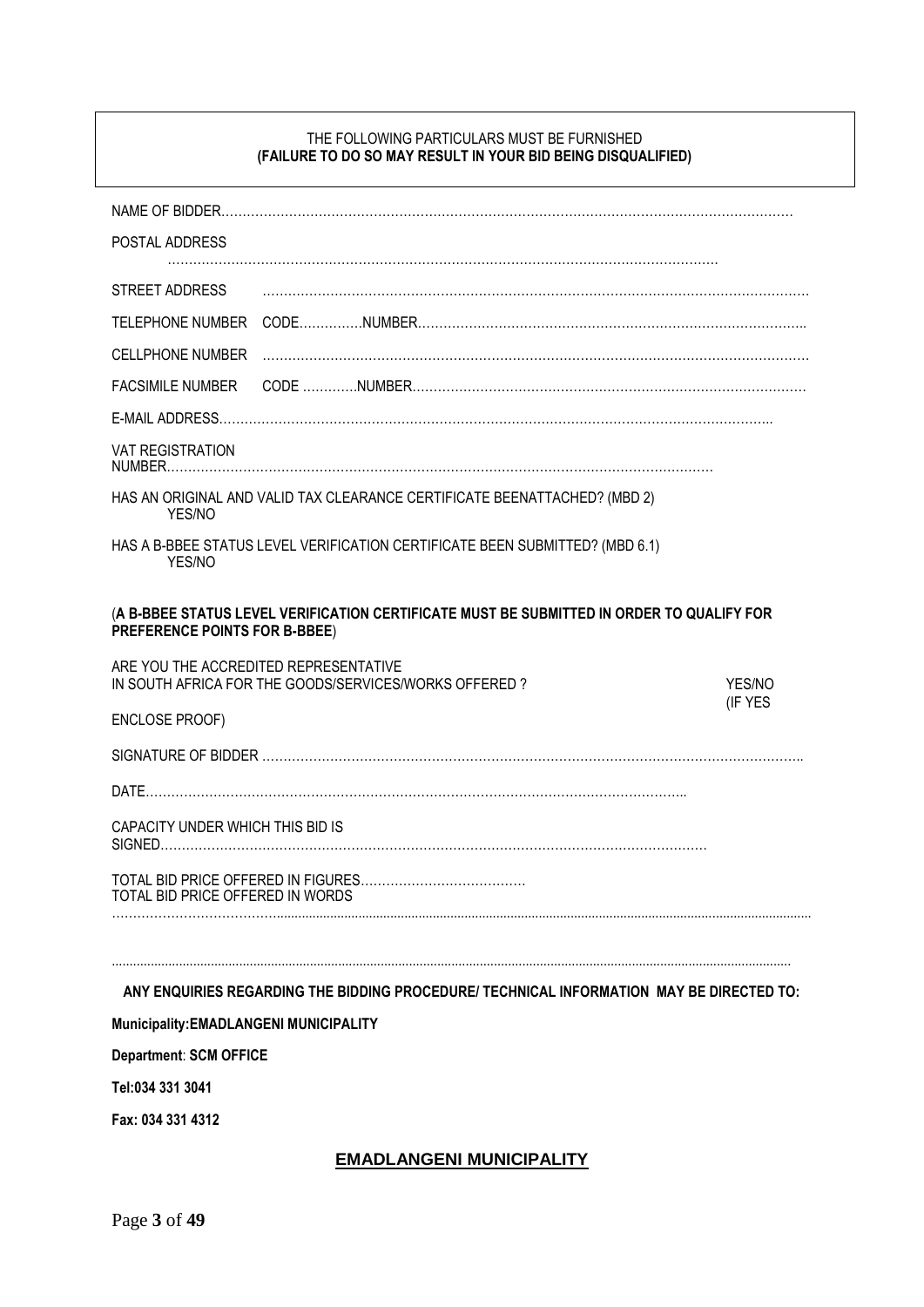THE FOLLOWING PARTICULARS MUST BE FURNISHED
**(FAILURE TO DO SO MAY RESULT IN YOUR BID BEING DISQUALIFIED)**

NAME OF BIDDER…………………………………………………………………………………………………………………

POSTAL ADDRESS
……………………………………………………………………………………………………………………

STREET ADDRESS …………………………………………………………………………………………………………………

TELEPHONE NUMBER CODE……………NUMBER……………………………………………………………………………….

CELLPHONE NUMBER …………………………………………………………………………………………………………………

FACSIMILE NUMBER CODE …………NUMBER………………………………………………………………………………

E-MAIL ADDRESS……………………………………………………………………………………………………………..

VAT REGISTRATION NUMBER……………………………………………………………………………………………………………

HAS AN ORIGINAL AND VALID TAX CLEARANCE CERTIFICATE BEENATTACHED? (MBD 2) YES/NO

HAS A B-BBEE STATUS LEVEL VERIFICATION CERTIFICATE BEEN SUBMITTED? (MBD 6.1) YES/NO

(**A B-BBEE STATUS LEVEL VERIFICATION CERTIFICATE MUST BE SUBMITTED IN ORDER TO QUALIFY FOR PREFERENCE POINTS FOR B-BBEE**)

ARE YOU THE ACCREDITED REPRESENTATIVE IN SOUTH AFRICA FOR THE GOODS/SERVICES/WORKS OFFERED ? YES/NO (IF YES ENCLOSE PROOF)

SIGNATURE OF BIDDER ……………………………………………………………………………………………………………..

DATE………………………………………………………………………………………………………………..

CAPACITY UNDER WHICH THIS BID IS SIGNED……………………………………………………………………………………………………………

TOTAL BID PRICE OFFERED IN FIGURES…………………………………
TOTAL BID PRICE OFFERED IN WORDS
……………………………………………………………………………………………………………………………………………

……………………………………………………………………………………………………………………………………………

**ANY ENQUIRIES REGARDING THE BIDDING PROCEDURE/ TECHNICAL INFORMATION MAY BE DIRECTED TO:**

**Municipality:EMADLANGENI MUNICIPALITY**

**Department**: **SCM OFFICE**

**Tel:034 331 3041**

**Fax: 034 331 4312**

**EMADLANGENI MUNICIPALITY**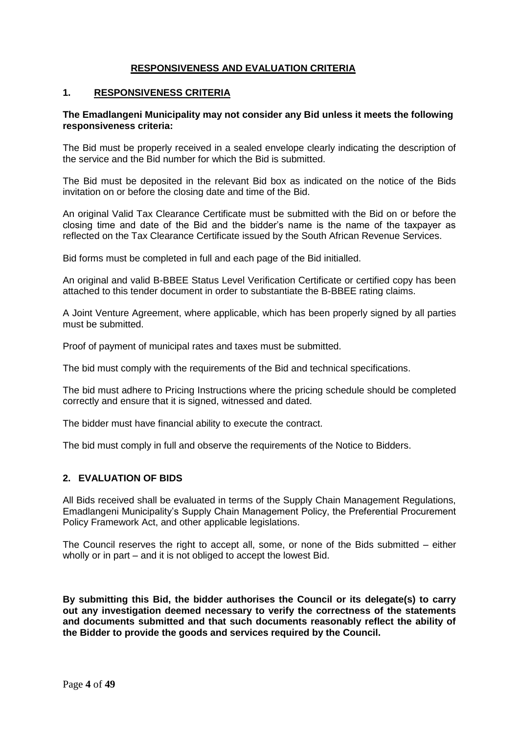# RESPONSIVENESS AND EVALUATION CRITERIA

## 1. RESPONSIVENESS CRITERIA

**The Emadlangeni Municipality may not consider any Bid unless it meets the following responsiveness criteria:**

The Bid must be properly received in a sealed envelope clearly indicating the description of the service and the Bid number for which the Bid is submitted.

The Bid must be deposited in the relevant Bid box as indicated on the notice of the Bids invitation on or before the closing date and time of the Bid.

An original Valid Tax Clearance Certificate must be submitted with the Bid on or before the closing time and date of the Bid and the bidder's name is the name of the taxpayer as reflected on the Tax Clearance Certificate issued by the South African Revenue Services.

Bid forms must be completed in full and each page of the Bid initialled.

An original and valid B-BBEE Status Level Verification Certificate or certified copy has been attached to this tender document in order to substantiate the B-BBEE rating claims.

A Joint Venture Agreement, where applicable, which has been properly signed by all parties must be submitted.

Proof of payment of municipal rates and taxes must be submitted.

The bid must comply with the requirements of the Bid and technical specifications.

The bid must adhere to Pricing Instructions where the pricing schedule should be completed correctly and ensure that it is signed, witnessed and dated.

The bidder must have financial ability to execute the contract.

The bid must comply in full and observe the requirements of the Notice to Bidders.

## 2. EVALUATION OF BIDS

All Bids received shall be evaluated in terms of the Supply Chain Management Regulations, Emadlangeni Municipality's Supply Chain Management Policy, the Preferential Procurement Policy Framework Act, and other applicable legislations.

The Council reserves the right to accept all, some, or none of the Bids submitted – either wholly or in part – and it is not obliged to accept the lowest Bid.

**By submitting this Bid, the bidder authorises the Council or its delegate(s) to carry out any investigation deemed necessary to verify the correctness of the statements and documents submitted and that such documents reasonably reflect the ability of the Bidder to provide the goods and services required by the Council.**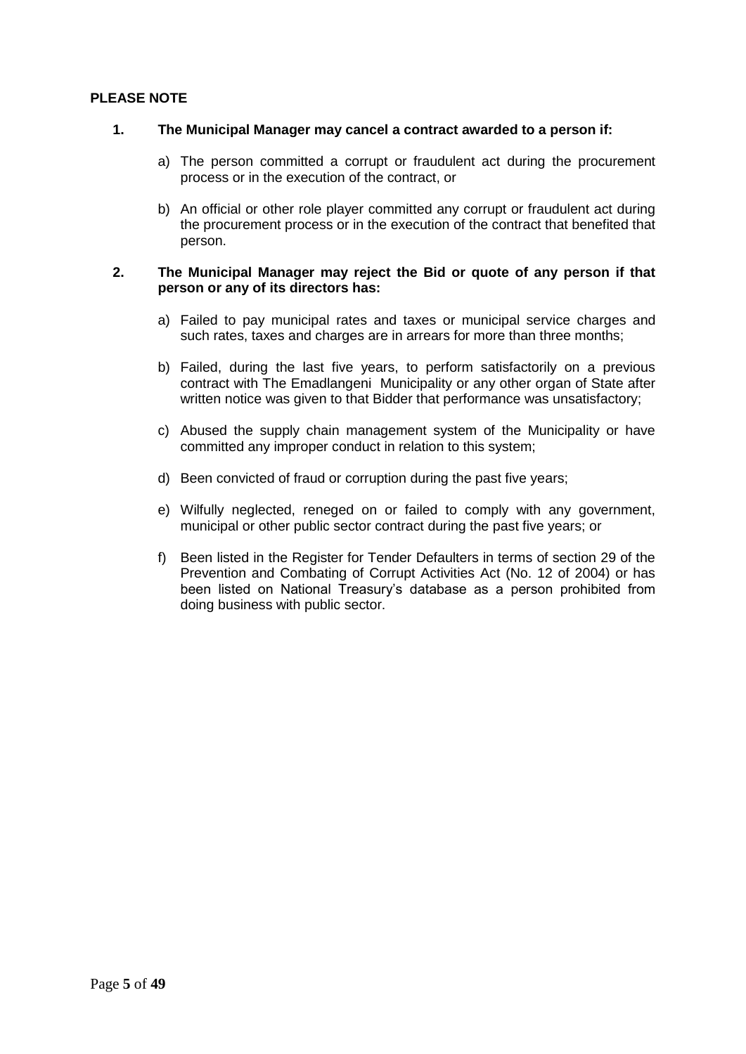**PLEASE NOTE**

**1. The Municipal Manager may cancel a contract awarded to a person if:**

a) The person committed a corrupt or fraudulent act during the procurement process or in the execution of the contract, or

b) An official or other role player committed any corrupt or fraudulent act during the procurement process or in the execution of the contract that benefited that person.

**2. The Municipal Manager may reject the Bid or quote of any person if that person or any of its directors has:**

a) Failed to pay municipal rates and taxes or municipal service charges and such rates, taxes and charges are in arrears for more than three months;

b) Failed, during the last five years, to perform satisfactorily on a previous contract with The Emadlangeni Municipality or any other organ of State after written notice was given to that Bidder that performance was unsatisfactory;

c) Abused the supply chain management system of the Municipality or have committed any improper conduct in relation to this system;

d) Been convicted of fraud or corruption during the past five years;

e) Wilfully neglected, reneged on or failed to comply with any government, municipal or other public sector contract during the past five years; or

f) Been listed in the Register for Tender Defaulters in terms of section 29 of the Prevention and Combating of Corrupt Activities Act (No. 12 of 2004) or has been listed on National Treasury's database as a person prohibited from doing business with public sector.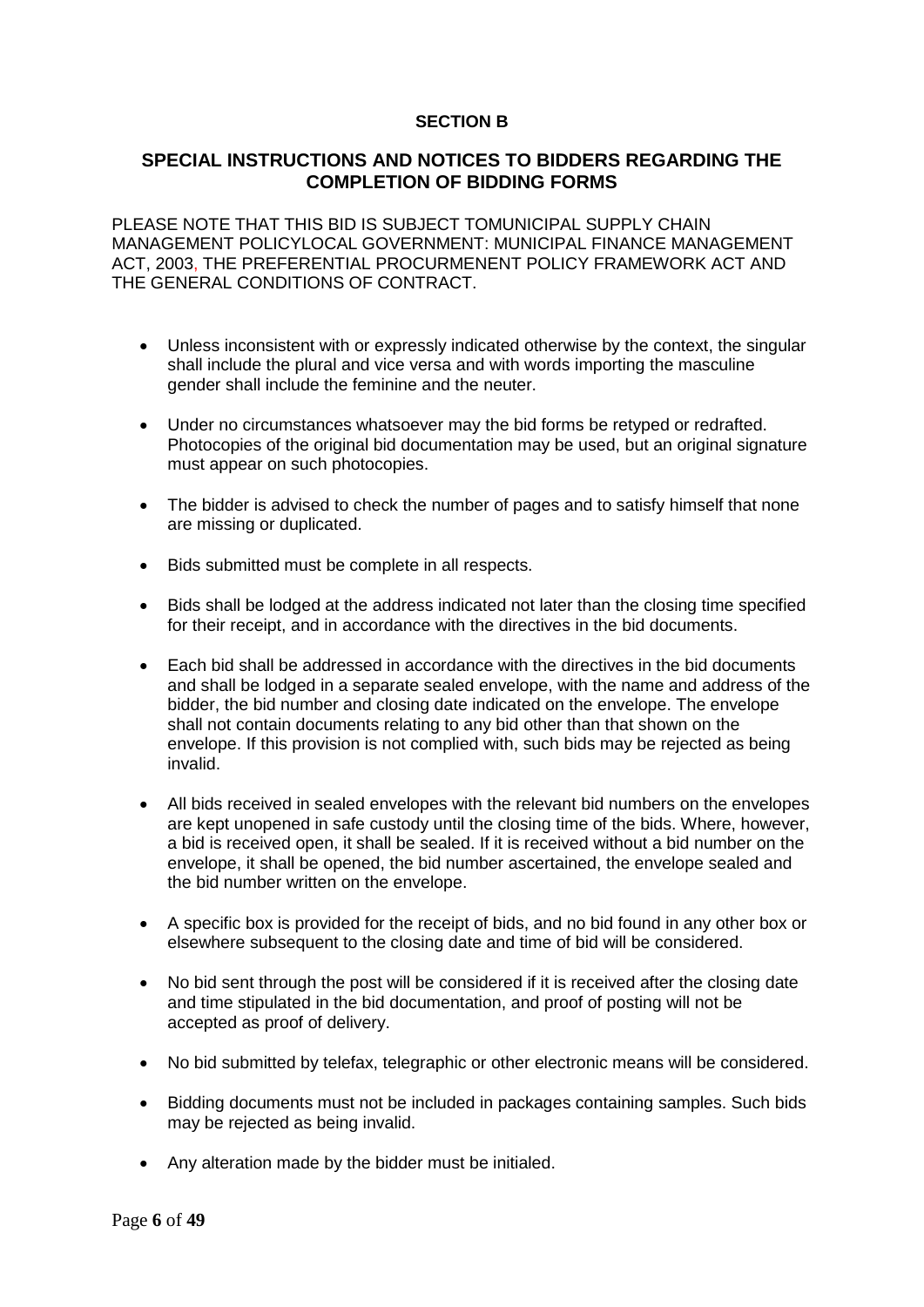**SECTION B**

## SPECIAL INSTRUCTIONS AND NOTICES TO BIDDERS REGARDING THE COMPLETION OF BIDDING FORMS

PLEASE NOTE THAT THIS BID IS SUBJECT TOMUNICIPAL SUPPLY CHAIN MANAGEMENT POLICYLOCAL GOVERNMENT: MUNICIPAL FINANCE MANAGEMENT ACT, 2003, THE PREFERENTIAL PROCURMENENT POLICY FRAMEWORK ACT AND THE GENERAL CONDITIONS OF CONTRACT.

- Unless inconsistent with or expressly indicated otherwise by the context, the singular shall include the plural and vice versa and with words importing the masculine gender shall include the feminine and the neuter.
- Under no circumstances whatsoever may the bid forms be retyped or redrafted. Photocopies of the original bid documentation may be used, but an original signature must appear on such photocopies.
- The bidder is advised to check the number of pages and to satisfy himself that none are missing or duplicated.
- Bids submitted must be complete in all respects.
- Bids shall be lodged at the address indicated not later than the closing time specified for their receipt, and in accordance with the directives in the bid documents.
- Each bid shall be addressed in accordance with the directives in the bid documents and shall be lodged in a separate sealed envelope, with the name and address of the bidder, the bid number and closing date indicated on the envelope. The envelope shall not contain documents relating to any bid other than that shown on the envelope. If this provision is not complied with, such bids may be rejected as being invalid.
- All bids received in sealed envelopes with the relevant bid numbers on the envelopes are kept unopened in safe custody until the closing time of the bids. Where, however, a bid is received open, it shall be sealed. If it is received without a bid number on the envelope, it shall be opened, the bid number ascertained, the envelope sealed and the bid number written on the envelope.
- A specific box is provided for the receipt of bids, and no bid found in any other box or elsewhere subsequent to the closing date and time of bid will be considered.
- No bid sent through the post will be considered if it is received after the closing date and time stipulated in the bid documentation, and proof of posting will not be accepted as proof of delivery.
- No bid submitted by telefax, telegraphic or other electronic means will be considered.
- Bidding documents must not be included in packages containing samples. Such bids may be rejected as being invalid.
- Any alteration made by the bidder must be initialed.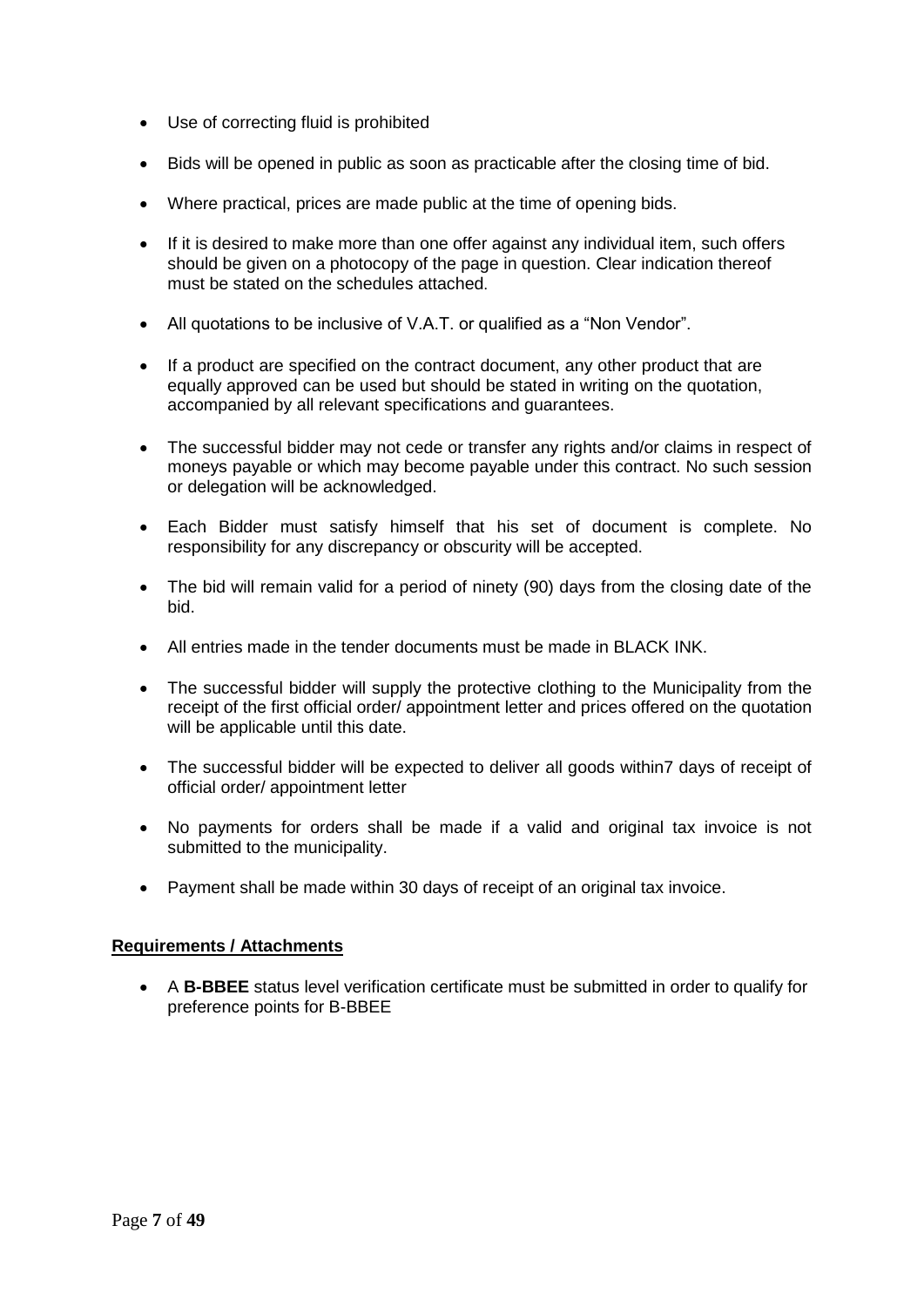- Use of correcting fluid is prohibited
- Bids will be opened in public as soon as practicable after the closing time of bid.
- Where practical, prices are made public at the time of opening bids.
- If it is desired to make more than one offer against any individual item, such offers should be given on a photocopy of the page in question. Clear indication thereof must be stated on the schedules attached.
- All quotations to be inclusive of V.A.T. or qualified as a "Non Vendor".
- If a product are specified on the contract document, any other product that are equally approved can be used but should be stated in writing on the quotation, accompanied by all relevant specifications and guarantees.
- The successful bidder may not cede or transfer any rights and/or claims in respect of moneys payable or which may become payable under this contract. No such session or delegation will be acknowledged.
- Each Bidder must satisfy himself that his set of document is complete. No responsibility for any discrepancy or obscurity will be accepted.
- The bid will remain valid for a period of ninety (90) days from the closing date of the bid.
- All entries made in the tender documents must be made in BLACK INK.
- The successful bidder will supply the protective clothing to the Municipality from the receipt of the first official order/ appointment letter and prices offered on the quotation will be applicable until this date.
- The successful bidder will be expected to deliver all goods within7 days of receipt of official order/ appointment letter
- No payments for orders shall be made if a valid and original tax invoice is not submitted to the municipality.
- Payment shall be made within 30 days of receipt of an original tax invoice.

**Requirements / Attachments**

- A **B-BBEE** status level verification certificate must be submitted in order to qualify for preference points for B-BBEE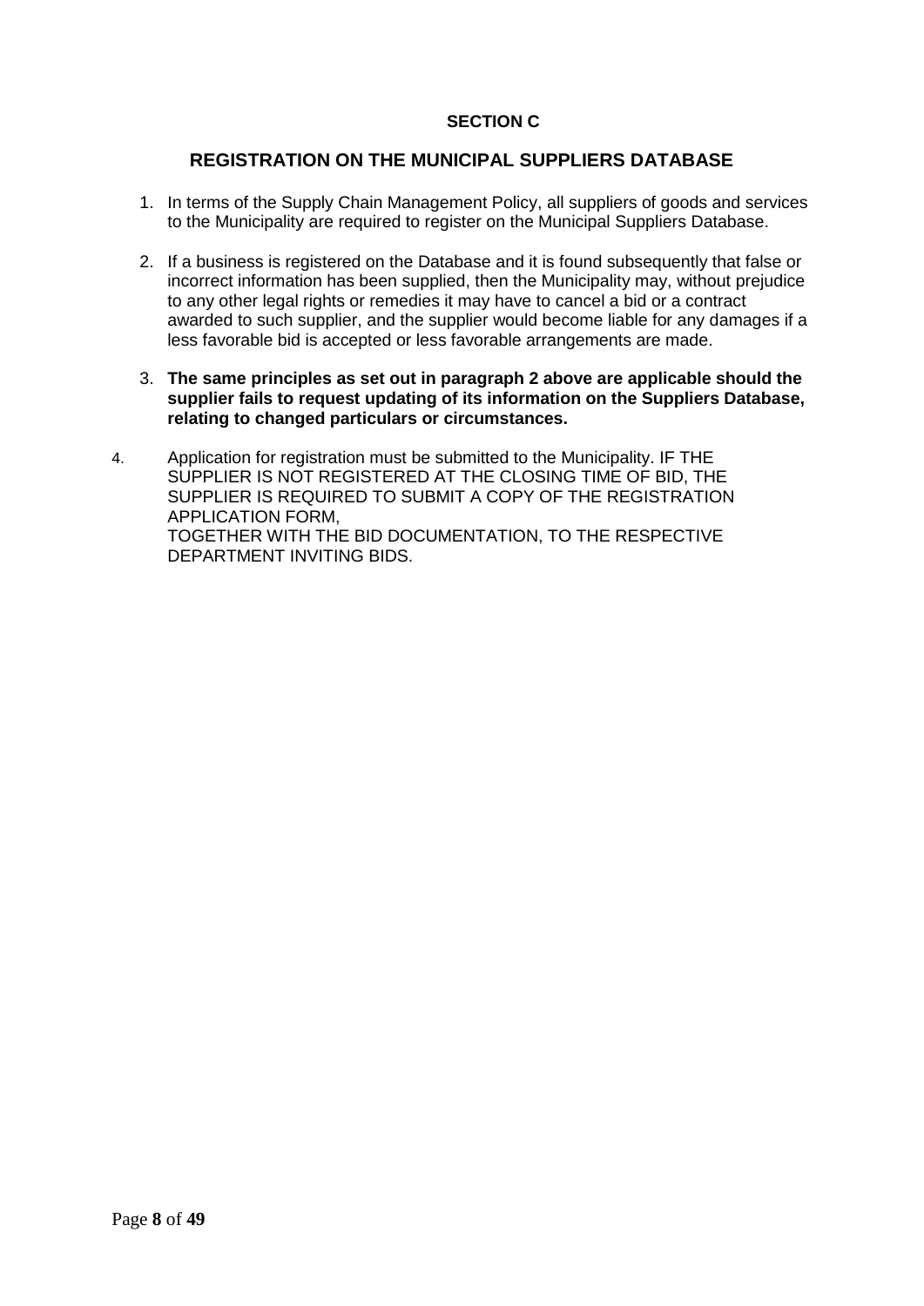**SECTION C**

## REGISTRATION ON THE MUNICIPAL SUPPLIERS DATABASE

1. In terms of the Supply Chain Management Policy, all suppliers of goods and services to the Municipality are required to register on the Municipal Suppliers Database.

2. If a business is registered on the Database and it is found subsequently that false or incorrect information has been supplied, then the Municipality may, without prejudice to any other legal rights or remedies it may have to cancel a bid or a contract awarded to such supplier, and the supplier would become liable for any damages if a less favorable bid is accepted or less favorable arrangements are made.

3. **The same principles as set out in paragraph 2 above are applicable should the supplier fails to request updating of its information on the Suppliers Database, relating to changed particulars or circumstances.**

4. Application for registration must be submitted to the Municipality. IF THE SUPPLIER IS NOT REGISTERED AT THE CLOSING TIME OF BID, THE SUPPLIER IS REQUIRED TO SUBMIT A COPY OF THE REGISTRATION APPLICATION FORM,
TOGETHER WITH THE BID DOCUMENTATION, TO THE RESPECTIVE DEPARTMENT INVITING BIDS.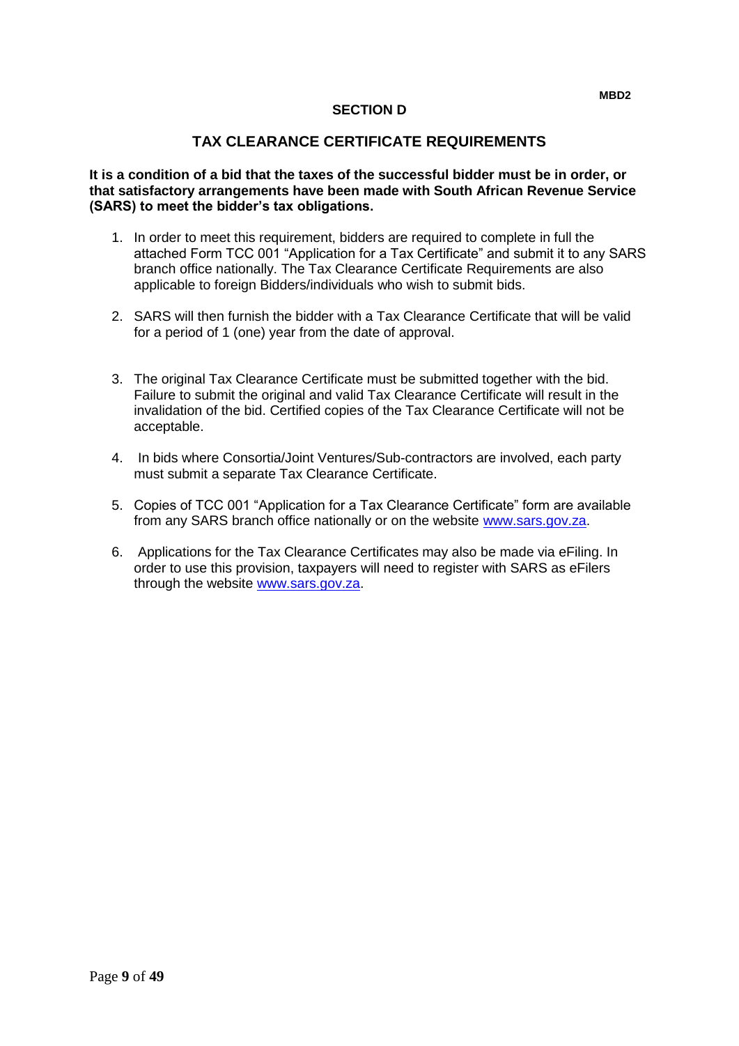**MBD2**

## SECTION D

## TAX CLEARANCE CERTIFICATE REQUIREMENTS

**It is a condition of a bid that the taxes of the successful bidder must be in order, or that satisfactory arrangements have been made with South African Revenue Service (SARS) to meet the bidder's tax obligations.**

1. In order to meet this requirement, bidders are required to complete in full the attached Form TCC 001 "Application for a Tax Certificate" and submit it to any SARS branch office nationally. The Tax Clearance Certificate Requirements are also applicable to foreign Bidders/individuals who wish to submit bids.

2. SARS will then furnish the bidder with a Tax Clearance Certificate that will be valid for a period of 1 (one) year from the date of approval.

3. The original Tax Clearance Certificate must be submitted together with the bid. Failure to submit the original and valid Tax Clearance Certificate will result in the invalidation of the bid. Certified copies of the Tax Clearance Certificate will not be acceptable.

4. In bids where Consortia/Joint Ventures/Sub-contractors are involved, each party must submit a separate Tax Clearance Certificate.

5. Copies of TCC 001 "Application for a Tax Clearance Certificate" form are available from any SARS branch office nationally or on the website www.sars.gov.za.

6. Applications for the Tax Clearance Certificates may also be made via eFiling. In order to use this provision, taxpayers will need to register with SARS as eFilers through the website www.sars.gov.za.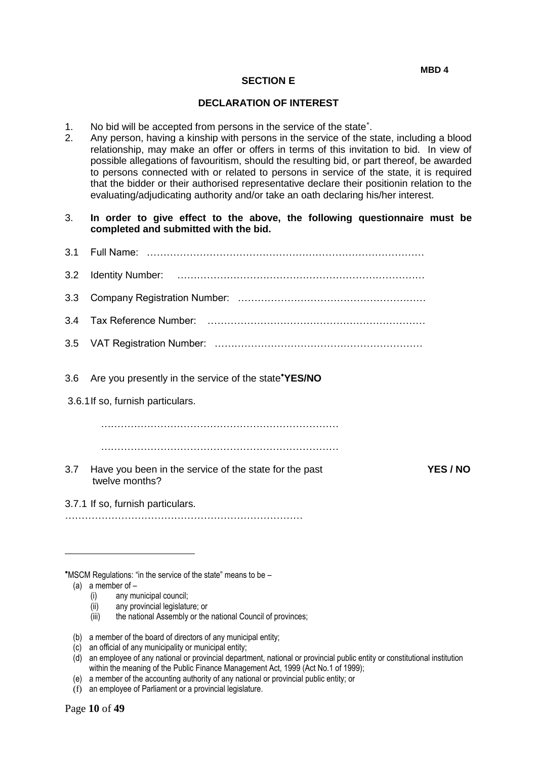MBD 4

## SECTION E

## DECLARATION OF INTEREST

1. No bid will be accepted from persons in the service of the state*.
2. Any person, having a kinship with persons in the service of the state, including a blood relationship, may make an offer or offers in terms of this invitation to bid. In view of possible allegations of favouritism, should the resulting bid, or part thereof, be awarded to persons connected with or related to persons in service of the state, it is required that the bidder or their authorised representative declare their positionin relation to the evaluating/adjudicating authority and/or take an oath declaring his/her interest.
3. **In order to give effect to the above, the following questionnaire must be completed and submitted with the bid.**

3.1 Full Name: …………………………………………………………………………

3.2 Identity Number: ………………………………………………………………

3.3 Company Registration Number: ………………………………………………

3.4 Tax Reference Number: …………………………………………………………

3.5 VAT Registration Number: ……………………………………………………

3.6 Are you presently in the service of the state* **YES/NO**

3.6.1 If so, furnish particulars.

………………………………………………………………

………………………………………………………………

3.7 Have you been in the service of the state for the past twelve months? **YES / NO**

3.7.1 If so, furnish particulars.

………………………………………………………………

---

*MSCM Regulations: "in the service of the state" means to be –

(a) a member of –
  (i) any municipal council;
  (ii) any provincial legislature; or
  (iii) the national Assembly or the national Council of provinces;

(b) a member of the board of directors of any municipal entity;
(c) an official of any municipality or municipal entity;
(d) an employee of any national or provincial department, national or provincial public entity or constitutional institution within the meaning of the Public Finance Management Act, 1999 (Act No.1 of 1999);
(e) a member of the accounting authority of any national or provincial public entity; or
(f) an employee of Parliament or a provincial legislature.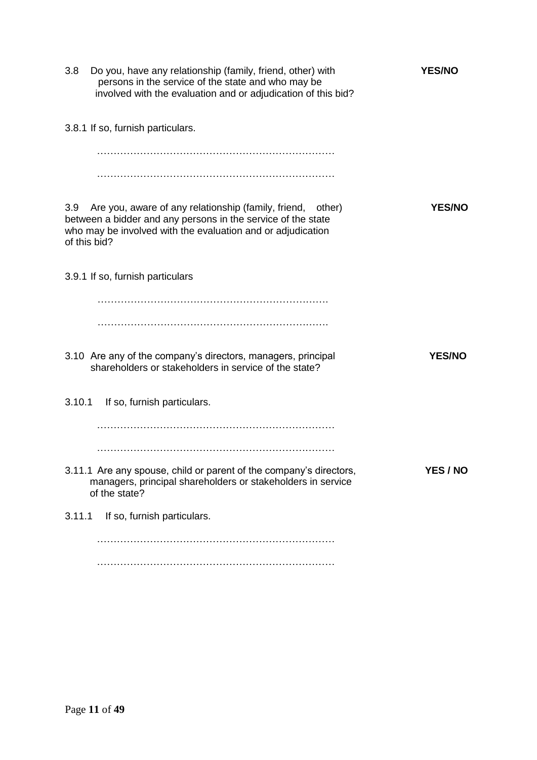3.8 Do you, have any relationship (family, friend, other) with persons in the service of the state and who may be involved with the evaluation and or adjudication of this bid? **YES/NO**

3.8.1 If so, furnish particulars.

………………………………………………………………

………………………………………………………………

3.9 Are you, aware of any relationship (family, friend, other) between a bidder and any persons in the service of the state who may be involved with the evaluation and or adjudication of this bid? **YES/NO**

3.9.1 If so, furnish particulars

……………………………………………………………

……………………………………………………………

3.10 Are any of the company's directors, managers, principal shareholders or stakeholders in service of the state? **YES/NO**

3.10.1 If so, furnish particulars.

………………………………………………………………

………………………………………………………………

3.11.1 Are any spouse, child or parent of the company's directors, managers, principal shareholders or stakeholders in service of the state? **YES / NO**

3.11.1 If so, furnish particulars.

………………………………………………………………

………………………………………………………………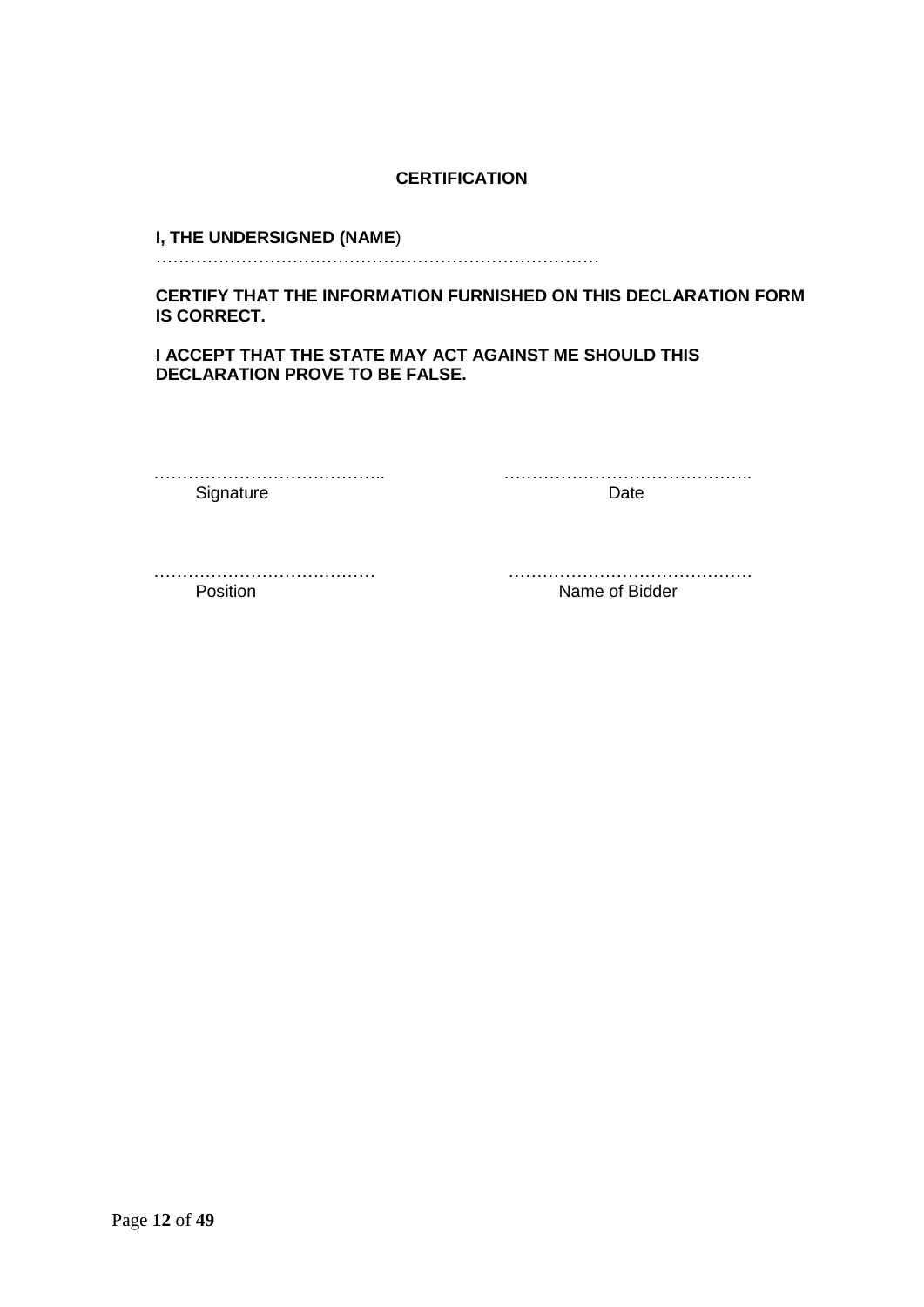**CERTIFICATION**

**I, THE UNDERSIGNED (NAME**)
……………………………………………………………………

**CERTIFY THAT THE INFORMATION FURNISHED ON THIS DECLARATION FORM IS CORRECT.**

**I ACCEPT THAT THE STATE MAY ACT AGAINST ME SHOULD THIS DECLARATION PROVE TO BE FALSE.**

………………………………….. ……………………………………..
Signature Date

………………………………… …………………………………….
Position Name of Bidder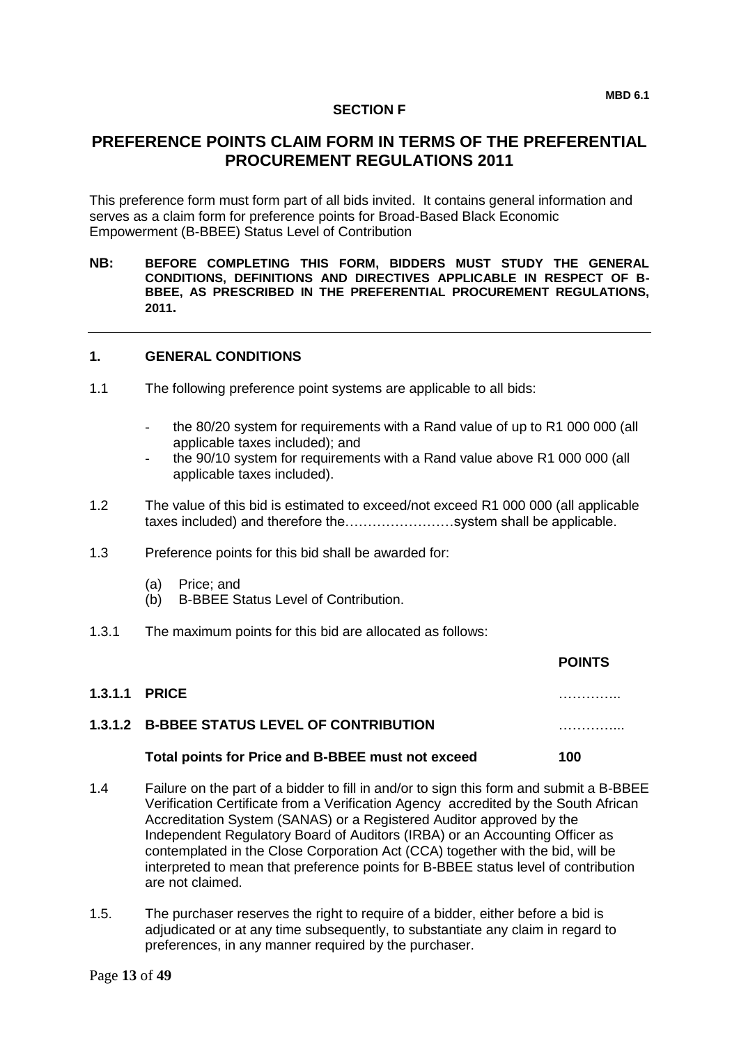MBD 6.1

## SECTION F

# PREFERENCE POINTS CLAIM FORM IN TERMS OF THE PREFERENTIAL PROCUREMENT REGULATIONS 2011

This preference form must form part of all bids invited. It contains general information and serves as a claim form for preference points for Broad-Based Black Economic Empowerment (B-BBEE) Status Level of Contribution

**NB: BEFORE COMPLETING THIS FORM, BIDDERS MUST STUDY THE GENERAL CONDITIONS, DEFINITIONS AND DIRECTIVES APPLICABLE IN RESPECT OF B-BBEE, AS PRESCRIBED IN THE PREFERENTIAL PROCUREMENT REGULATIONS, 2011.**

---

## 1. GENERAL CONDITIONS

1.1 The following preference point systems are applicable to all bids:

- the 80/20 system for requirements with a Rand value of up to R1 000 000 (all applicable taxes included); and
- the 90/10 system for requirements with a Rand value above R1 000 000 (all applicable taxes included).

1.2 The value of this bid is estimated to exceed/not exceed R1 000 000 (all applicable taxes included) and therefore the……………………system shall be applicable.

1.3 Preference points for this bid shall be awarded for:

(a) Price; and
(b) B-BBEE Status Level of Contribution.

1.3.1 The maximum points for this bid are allocated as follows:

| | | **POINTS** |
|---|---|---|
| **1.3.1.1** | **PRICE** | ………….. |
| **1.3.1.2** | **B-BBEE STATUS LEVEL OF CONTRIBUTION** | ………….... |
| | **Total points for Price and B-BBEE must not exceed** | **100** |

1.4 Failure on the part of a bidder to fill in and/or to sign this form and submit a B-BBEE Verification Certificate from a Verification Agency accredited by the South African Accreditation System (SANAS) or a Registered Auditor approved by the Independent Regulatory Board of Auditors (IRBA) or an Accounting Officer as contemplated in the Close Corporation Act (CCA) together with the bid, will be interpreted to mean that preference points for B-BBEE status level of contribution are not claimed.

1.5. The purchaser reserves the right to require of a bidder, either before a bid is adjudicated or at any time subsequently, to substantiate any claim in regard to preferences, in any manner required by the purchaser.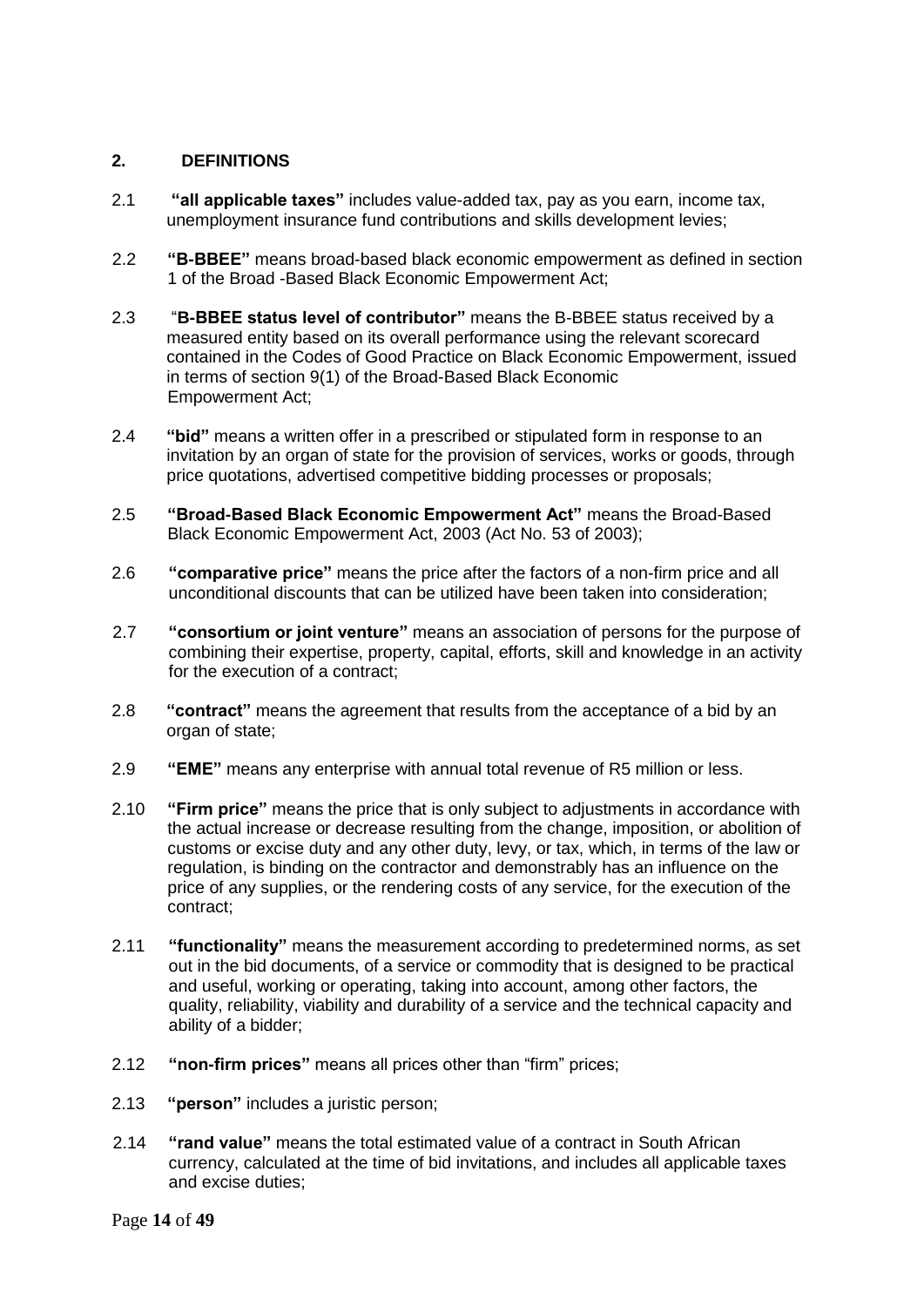## 2. DEFINITIONS

2.1 **"all applicable taxes"** includes value-added tax, pay as you earn, income tax, unemployment insurance fund contributions and skills development levies;

2.2 **"B-BBEE"** means broad-based black economic empowerment as defined in section 1 of the Broad -Based Black Economic Empowerment Act;

2.3 "**B-BBEE status level of contributor"** means the B-BBEE status received by a measured entity based on its overall performance using the relevant scorecard contained in the Codes of Good Practice on Black Economic Empowerment, issued in terms of section 9(1) of the Broad-Based Black Economic Empowerment Act;

2.4 **"bid"** means a written offer in a prescribed or stipulated form in response to an invitation by an organ of state for the provision of services, works or goods, through price quotations, advertised competitive bidding processes or proposals;

2.5 **"Broad-Based Black Economic Empowerment Act"** means the Broad-Based Black Economic Empowerment Act, 2003 (Act No. 53 of 2003);

2.6 **"comparative price"** means the price after the factors of a non-firm price and all unconditional discounts that can be utilized have been taken into consideration;

2.7 **"consortium or joint venture"** means an association of persons for the purpose of combining their expertise, property, capital, efforts, skill and knowledge in an activity for the execution of a contract;

2.8 **"contract"** means the agreement that results from the acceptance of a bid by an organ of state;

2.9 **"EME"** means any enterprise with annual total revenue of R5 million or less.

2.10 **"Firm price"** means the price that is only subject to adjustments in accordance with the actual increase or decrease resulting from the change, imposition, or abolition of customs or excise duty and any other duty, levy, or tax, which, in terms of the law or regulation, is binding on the contractor and demonstrably has an influence on the price of any supplies, or the rendering costs of any service, for the execution of the contract;

2.11 **"functionality"** means the measurement according to predetermined norms, as set out in the bid documents, of a service or commodity that is designed to be practical and useful, working or operating, taking into account, among other factors, the quality, reliability, viability and durability of a service and the technical capacity and ability of a bidder;

2.12 **"non-firm prices"** means all prices other than "firm" prices;

2.13 **"person"** includes a juristic person;

2.14 **"rand value"** means the total estimated value of a contract in South African currency, calculated at the time of bid invitations, and includes all applicable taxes and excise duties;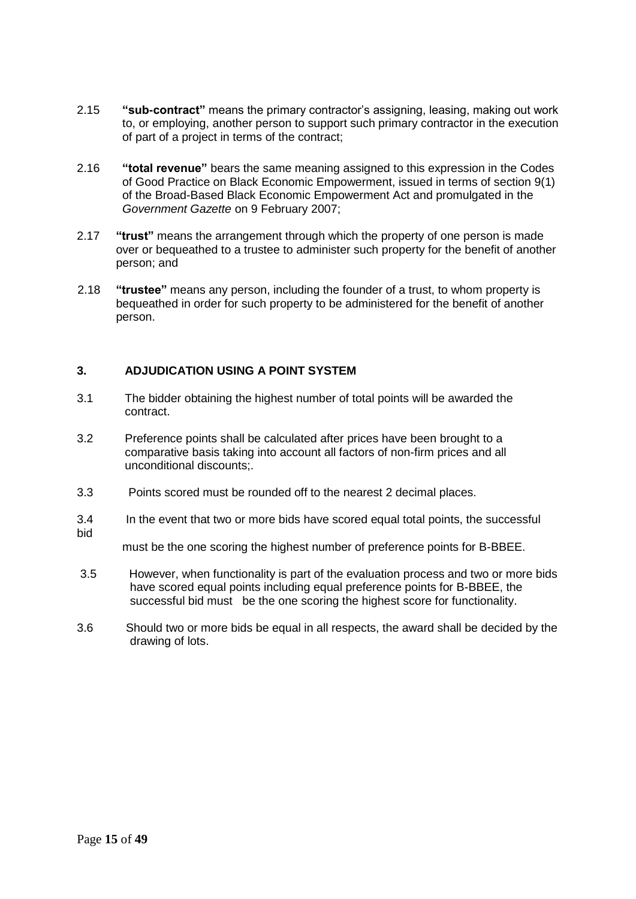2.15 **"sub-contract"** means the primary contractor's assigning, leasing, making out work to, or employing, another person to support such primary contractor in the execution of part of a project in terms of the contract;

2.16 **"total revenue"** bears the same meaning assigned to this expression in the Codes of Good Practice on Black Economic Empowerment, issued in terms of section 9(1) of the Broad-Based Black Economic Empowerment Act and promulgated in the *Government Gazette* on 9 February 2007;

2.17 **"trust"** means the arrangement through which the property of one person is made over or bequeathed to a trustee to administer such property for the benefit of another person; and

2.18 **"trustee"** means any person, including the founder of a trust, to whom property is bequeathed in order for such property to be administered for the benefit of another person.

## 3. ADJUDICATION USING A POINT SYSTEM

3.1 The bidder obtaining the highest number of total points will be awarded the contract.

3.2 Preference points shall be calculated after prices have been brought to a comparative basis taking into account all factors of non-firm prices and all unconditional discounts;.

3.3 Points scored must be rounded off to the nearest 2 decimal places.

3.4 In the event that two or more bids have scored equal total points, the successful bid must be the one scoring the highest number of preference points for B-BBEE.

3.5 However, when functionality is part of the evaluation process and two or more bids have scored equal points including equal preference points for B-BBEE, the successful bid must be the one scoring the highest score for functionality.

3.6 Should two or more bids be equal in all respects, the award shall be decided by the drawing of lots.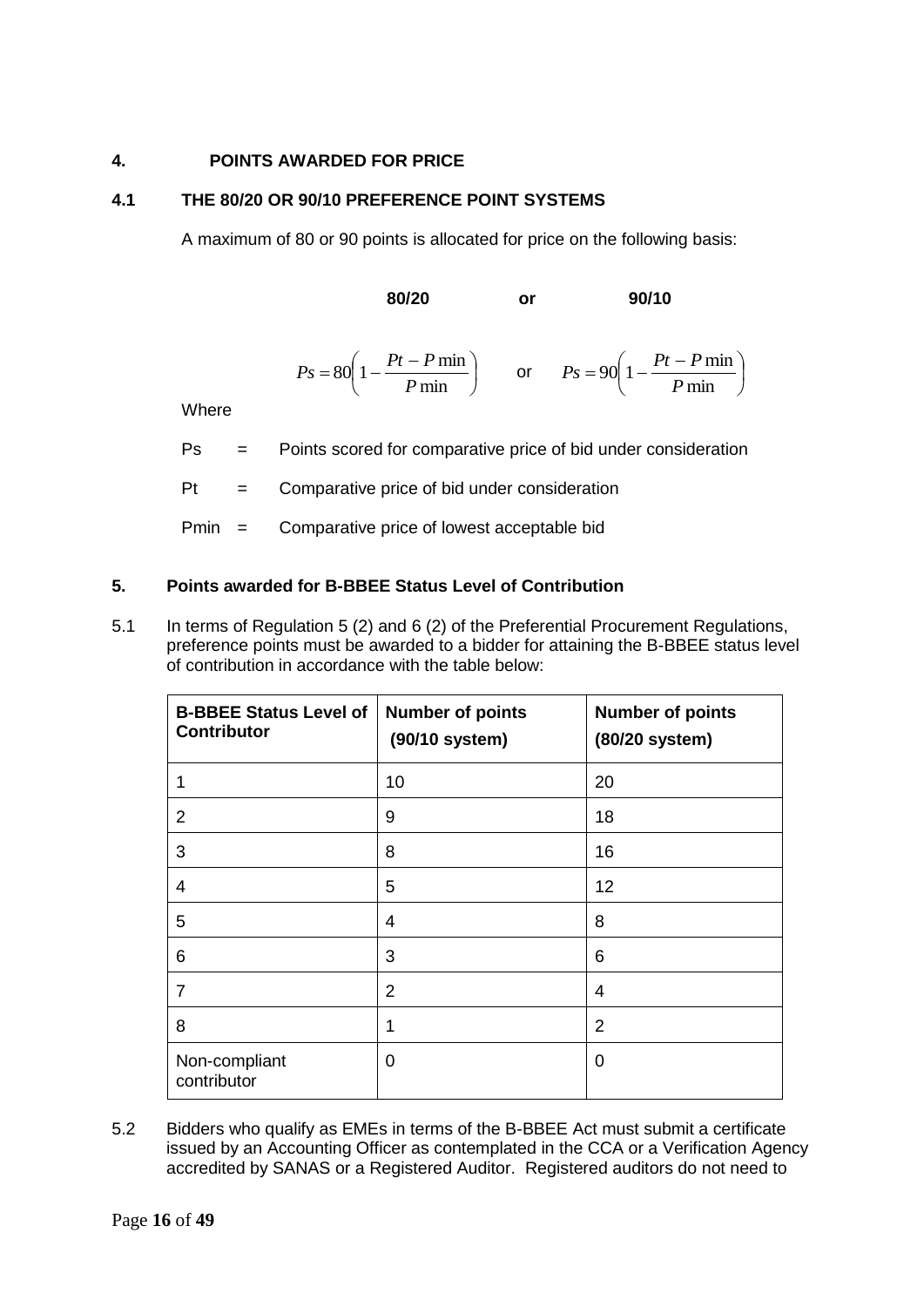## 4. POINTS AWARDED FOR PRICE

### 4.1 THE 80/20 OR 90/10 PREFERENCE POINT SYSTEMS

A maximum of 80 or 90 points is allocated for price on the following basis:

**80/20** **or** **90/10**

$$Ps = 80\left(1 - \frac{Pt - P\min}{P\min}\right) \quad \text{or} \quad Ps = 90\left(1 - \frac{Pt - P\min}{P\min}\right)$$

Where

Ps = Points scored for comparative price of bid under consideration

Pt = Comparative price of bid under consideration

Pmin = Comparative price of lowest acceptable bid

## 5. Points awarded for B-BBEE Status Level of Contribution

5.1 In terms of Regulation 5 (2) and 6 (2) of the Preferential Procurement Regulations, preference points must be awarded to a bidder for attaining the B-BBEE status level of contribution in accordance with the table below:

| B-BBEE Status Level of Contributor | Number of points (90/10 system) | Number of points (80/20 system) |
|---|---|---|
| 1 | 10 | 20 |
| 2 | 9 | 18 |
| 3 | 8 | 16 |
| 4 | 5 | 12 |
| 5 | 4 | 8 |
| 6 | 3 | 6 |
| 7 | 2 | 4 |
| 8 | 1 | 2 |
| Non-compliant contributor | 0 | 0 |

5.2 Bidders who qualify as EMEs in terms of the B-BBEE Act must submit a certificate issued by an Accounting Officer as contemplated in the CCA or a Verification Agency accredited by SANAS or a Registered Auditor. Registered auditors do not need to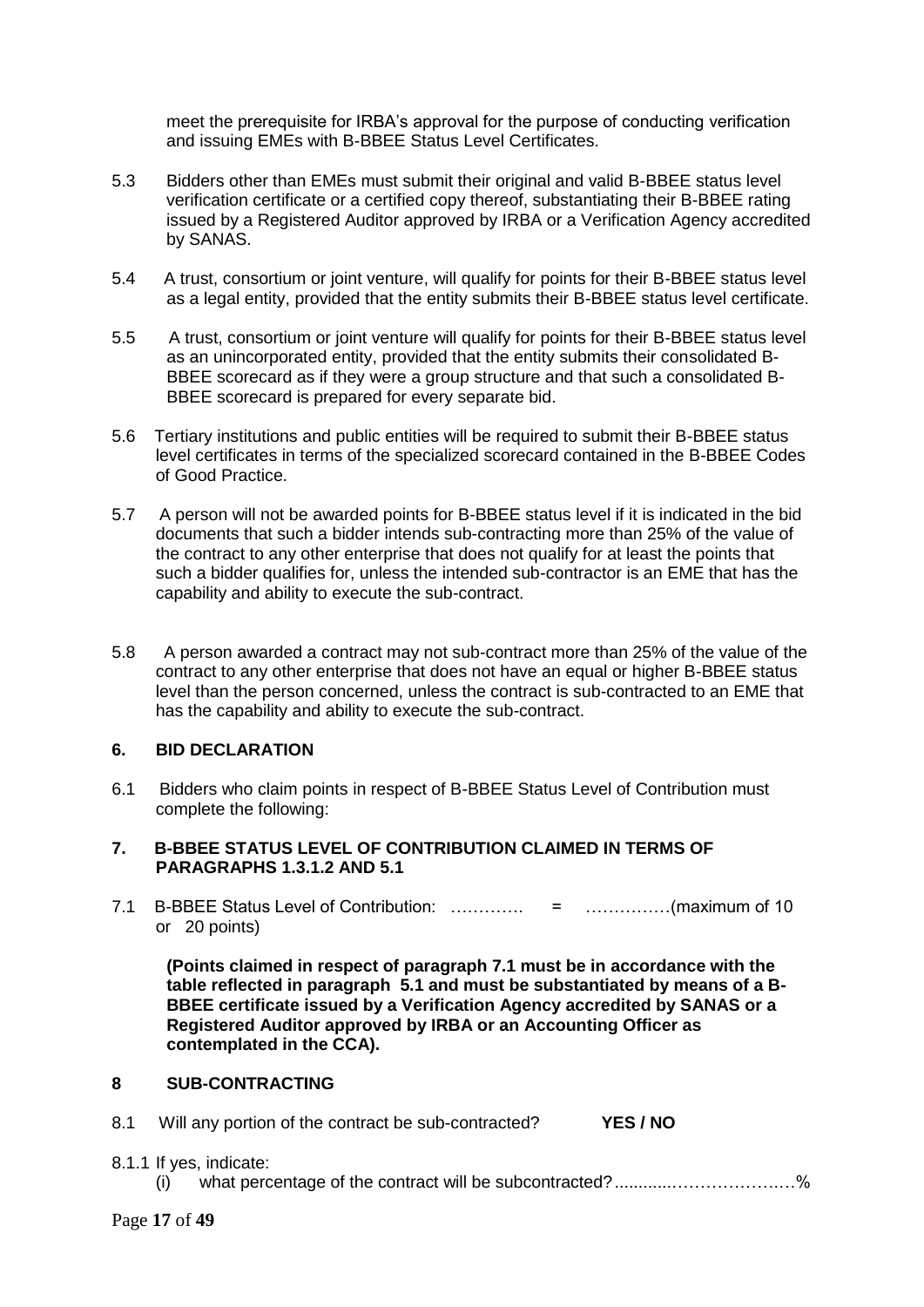meet the prerequisite for IRBA's approval for the purpose of conducting verification and issuing EMEs with B-BBEE Status Level Certificates.

5.3 Bidders other than EMEs must submit their original and valid B-BBEE status level verification certificate or a certified copy thereof, substantiating their B-BBEE rating issued by a Registered Auditor approved by IRBA or a Verification Agency accredited by SANAS.

5.4 A trust, consortium or joint venture, will qualify for points for their B-BBEE status level as a legal entity, provided that the entity submits their B-BBEE status level certificate.

5.5 A trust, consortium or joint venture will qualify for points for their B-BBEE status level as an unincorporated entity, provided that the entity submits their consolidated B-BBEE scorecard as if they were a group structure and that such a consolidated B-BBEE scorecard is prepared for every separate bid.

5.6 Tertiary institutions and public entities will be required to submit their B-BBEE status level certificates in terms of the specialized scorecard contained in the B-BBEE Codes of Good Practice.

5.7 A person will not be awarded points for B-BBEE status level if it is indicated in the bid documents that such a bidder intends sub-contracting more than 25% of the value of the contract to any other enterprise that does not qualify for at least the points that such a bidder qualifies for, unless the intended sub-contractor is an EME that has the capability and ability to execute the sub-contract.

5.8 A person awarded a contract may not sub-contract more than 25% of the value of the contract to any other enterprise that does not have an equal or higher B-BBEE status level than the person concerned, unless the contract is sub-contracted to an EME that has the capability and ability to execute the sub-contract.

## 6. BID DECLARATION

6.1 Bidders who claim points in respect of B-BBEE Status Level of Contribution must complete the following:

## 7. B-BBEE STATUS LEVEL OF CONTRIBUTION CLAIMED IN TERMS OF PARAGRAPHS 1.3.1.2 AND 5.1

7.1 B-BBEE Status Level of Contribution: …………. = ……………(maximum of 10 or 20 points)

**(Points claimed in respect of paragraph 7.1 must be in accordance with the table reflected in paragraph 5.1 and must be substantiated by means of a B-BBEE certificate issued by a Verification Agency accredited by SANAS or a Registered Auditor approved by IRBA or an Accounting Officer as contemplated in the CCA).**

## 8 SUB-CONTRACTING

8.1 Will any portion of the contract be sub-contracted? **YES / NO**

8.1.1 If yes, indicate:

(i) what percentage of the contract will be subcontracted?............…………….…%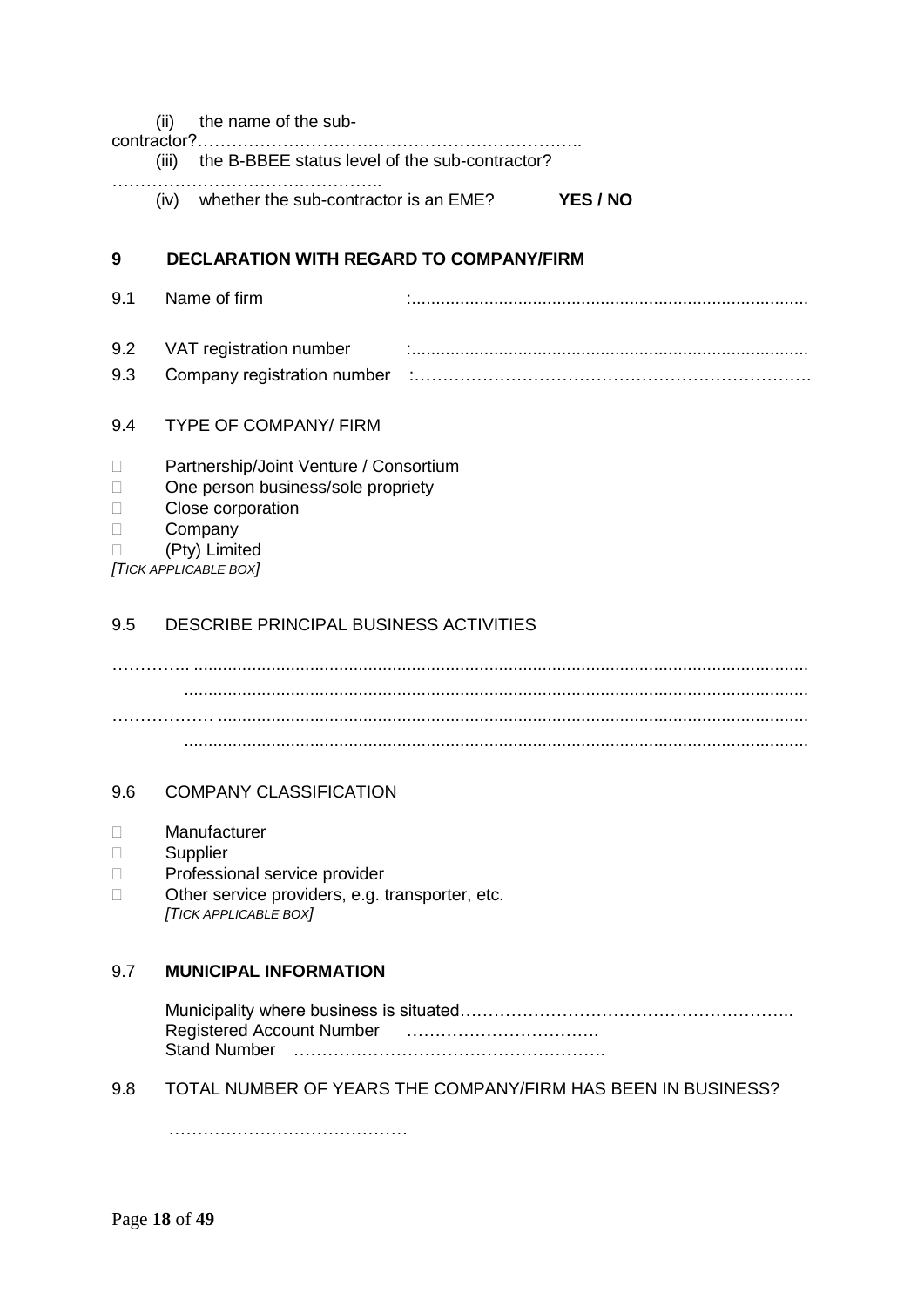(ii) the name of the sub-contractor?…………………………………………………………..

(iii) the B-BBEE status level of the sub-contractor? ………………………………….………..

(iv) whether the sub-contractor is an EME? **YES / NO**

## 9 DECLARATION WITH REGARD TO COMPANY/FIRM

9.1 Name of firm :..................................................................................

9.2 VAT registration number :..................................................................................

9.3 Company registration number :…………………………………………………………….

9.4 TYPE OF COMPANY/ FIRM

- ☐ Partnership/Joint Venture / Consortium
- ☐ One person business/sole propriety
- ☐ Close corporation
- ☐ Company
- ☐ (Pty) Limited

*[TICK APPLICABLE BOX]*

9.5 DESCRIBE PRINCIPAL BUSINESS ACTIVITIES

………….. ..............................................................................................................................
..............................................................................................................................
……………… ........................................................................................................................
..............................................................................................................................

9.6 COMPANY CLASSIFICATION

- ☐ Manufacturer
- ☐ Supplier
- ☐ Professional service provider
- ☐ Other service providers, e.g. transporter, etc.

*[TICK APPLICABLE BOX]*

9.7 **MUNICIPAL INFORMATION**

Municipality where business is situated…………………………………………………..
Registered Account Number …………………………….
Stand Number ……………………………………………….

9.8 TOTAL NUMBER OF YEARS THE COMPANY/FIRM HAS BEEN IN BUSINESS?

……………………………………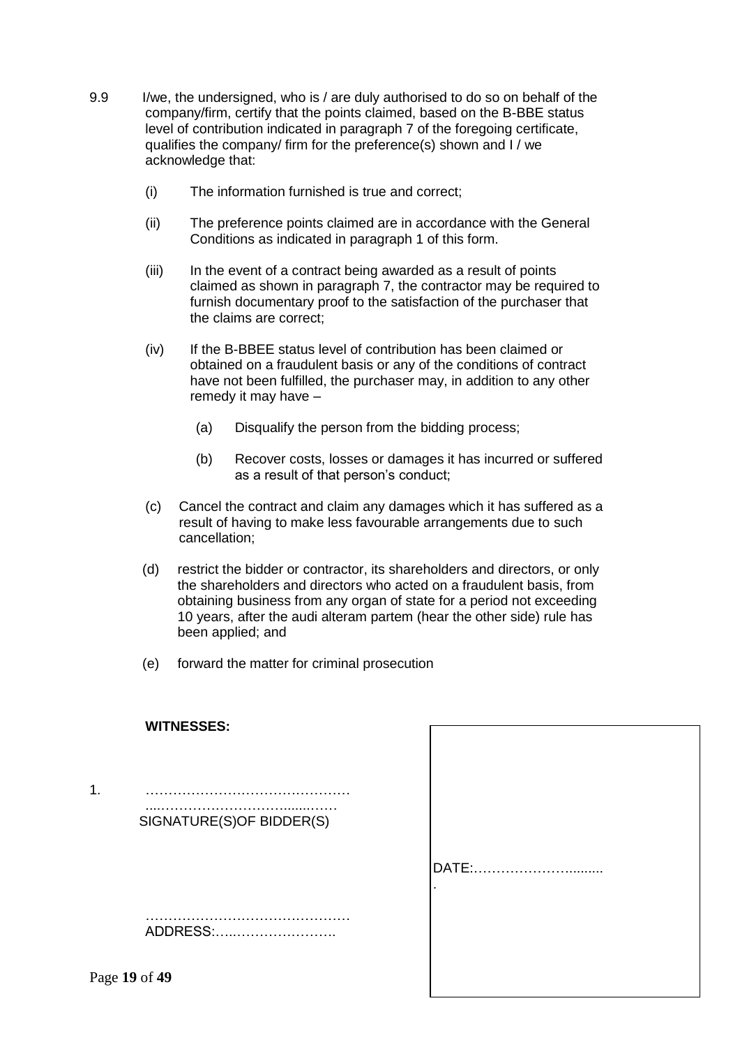9.9 I/we, the undersigned, who is / are duly authorised to do so on behalf of the company/firm, certify that the points claimed, based on the B-BBE status level of contribution indicated in paragraph 7 of the foregoing certificate, qualifies the company/ firm for the preference(s) shown and I / we acknowledge that:

(i) The information furnished is true and correct;

(ii) The preference points claimed are in accordance with the General Conditions as indicated in paragraph 1 of this form.

(iii) In the event of a contract being awarded as a result of points claimed as shown in paragraph 7, the contractor may be required to furnish documentary proof to the satisfaction of the purchaser that the claims are correct;

(iv) If the B-BBEE status level of contribution has been claimed or obtained on a fraudulent basis or any of the conditions of contract have not been fulfilled, the purchaser may, in addition to any other remedy it may have –

(a) Disqualify the person from the bidding process;

(b) Recover costs, losses or damages it has incurred or suffered as a result of that person's conduct;

(c) Cancel the contract and claim any damages which it has suffered as a result of having to make less favourable arrangements due to such cancellation;

(d) restrict the bidder or contractor, its shareholders and directors, or only the shareholders and directors who acted on a fraudulent basis, from obtaining business from any organ of state for a period not exceeding 10 years, after the audi alteram partem (hear the other side) rule has been applied; and

(e) forward the matter for criminal prosecution

**WITNESSES:**

1. ……………………………………………

………………………………………………
SIGNATURE(S)OF BIDDER(S)

……………………………………………
ADDRESS:…………………………

DATE:………………………….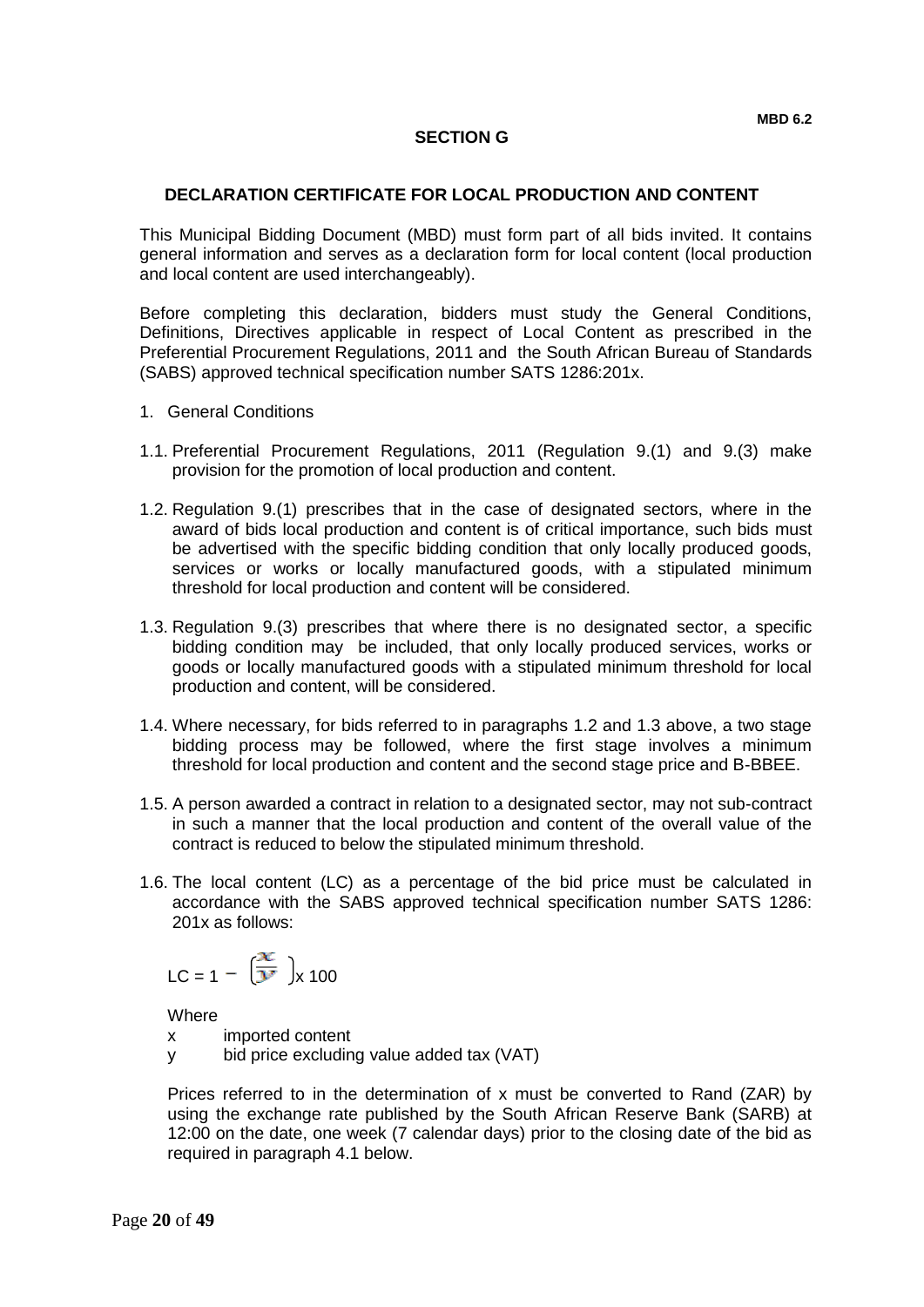MBD 6.2

## SECTION G

## DECLARATION CERTIFICATE FOR LOCAL PRODUCTION AND CONTENT

This Municipal Bidding Document (MBD) must form part of all bids invited. It contains general information and serves as a declaration form for local content (local production and local content are used interchangeably).

Before completing this declaration, bidders must study the General Conditions, Definitions, Directives applicable in respect of Local Content as prescribed in the Preferential Procurement Regulations, 2011 and the South African Bureau of Standards (SABS) approved technical specification number SATS 1286:201x.

1. General Conditions

1.1. Preferential Procurement Regulations, 2011 (Regulation 9.(1) and 9.(3) make provision for the promotion of local production and content.

1.2. Regulation 9.(1) prescribes that in the case of designated sectors, where in the award of bids local production and content is of critical importance, such bids must be advertised with the specific bidding condition that only locally produced goods, services or works or locally manufactured goods, with a stipulated minimum threshold for local production and content will be considered.

1.3. Regulation 9.(3) prescribes that where there is no designated sector, a specific bidding condition may be included, that only locally produced services, works or goods or locally manufactured goods with a stipulated minimum threshold for local production and content, will be considered.

1.4. Where necessary, for bids referred to in paragraphs 1.2 and 1.3 above, a two stage bidding process may be followed, where the first stage involves a minimum threshold for local production and content and the second stage price and B-BBEE.

1.5. A person awarded a contract in relation to a designated sector, may not sub-contract in such a manner that the local production and content of the overall value of the contract is reduced to below the stipulated minimum threshold.

1.6. The local content (LC) as a percentage of the bid price must be calculated in accordance with the SABS approved technical specification number SATS 1286: 201x as follows:

$$LC = 1 - \left(\frac{x}{y}\right) \times 100$$

Where

x imported content

y bid price excluding value added tax (VAT)

Prices referred to in the determination of x must be converted to Rand (ZAR) by using the exchange rate published by the South African Reserve Bank (SARB) at 12:00 on the date, one week (7 calendar days) prior to the closing date of the bid as required in paragraph 4.1 below.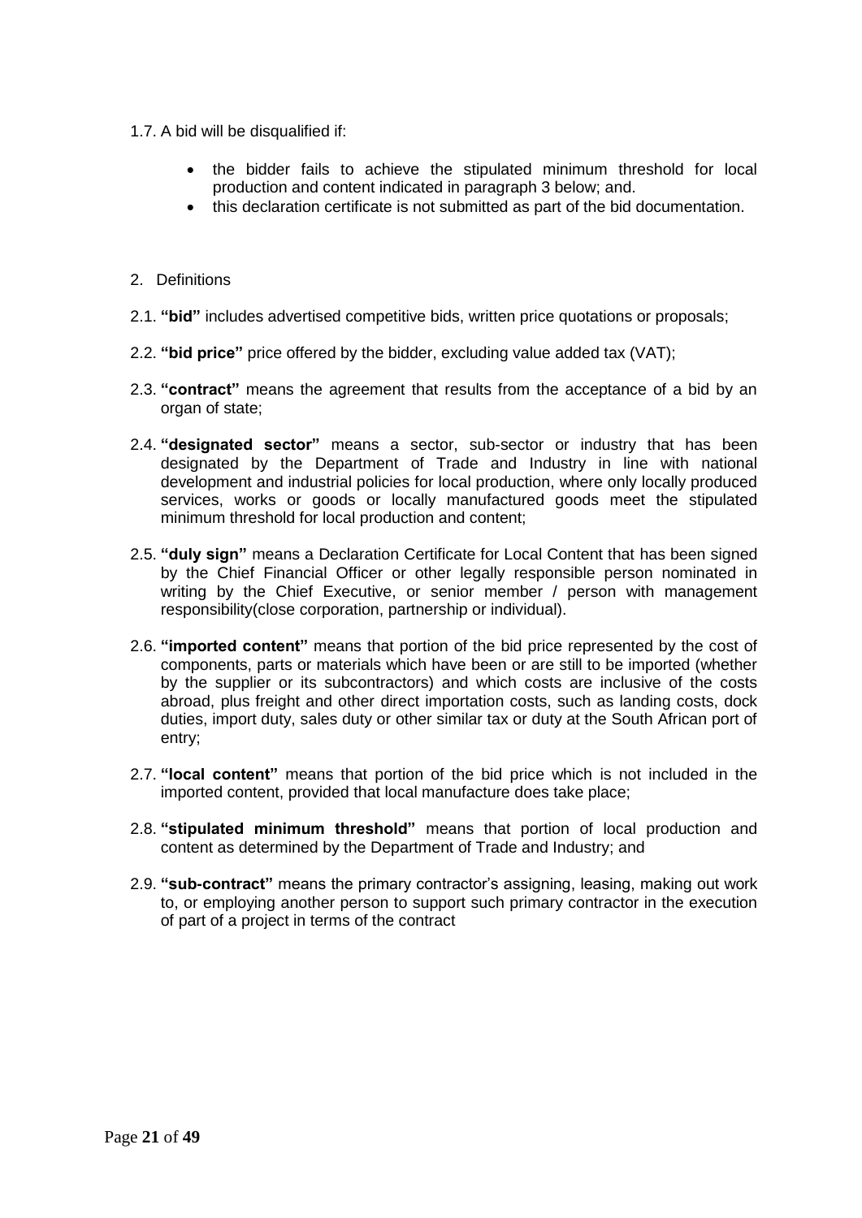1.7. A bid will be disqualified if:

- the bidder fails to achieve the stipulated minimum threshold for local production and content indicated in paragraph 3 below; and.
- this declaration certificate is not submitted as part of the bid documentation.

2. Definitions

2.1. **"bid"** includes advertised competitive bids, written price quotations or proposals;

2.2. **"bid price"** price offered by the bidder, excluding value added tax (VAT);

2.3. **"contract"** means the agreement that results from the acceptance of a bid by an organ of state;

2.4. **"designated sector"** means a sector, sub-sector or industry that has been designated by the Department of Trade and Industry in line with national development and industrial policies for local production, where only locally produced services, works or goods or locally manufactured goods meet the stipulated minimum threshold for local production and content;

2.5. **"duly sign"** means a Declaration Certificate for Local Content that has been signed by the Chief Financial Officer or other legally responsible person nominated in writing by the Chief Executive, or senior member / person with management responsibility(close corporation, partnership or individual).

2.6. **"imported content"** means that portion of the bid price represented by the cost of components, parts or materials which have been or are still to be imported (whether by the supplier or its subcontractors) and which costs are inclusive of the costs abroad, plus freight and other direct importation costs, such as landing costs, dock duties, import duty, sales duty or other similar tax or duty at the South African port of entry;

2.7. **"local content"** means that portion of the bid price which is not included in the imported content, provided that local manufacture does take place;

2.8. **"stipulated minimum threshold"** means that portion of local production and content as determined by the Department of Trade and Industry; and

2.9. **"sub-contract"** means the primary contractor's assigning, leasing, making out work to, or employing another person to support such primary contractor in the execution of part of a project in terms of the contract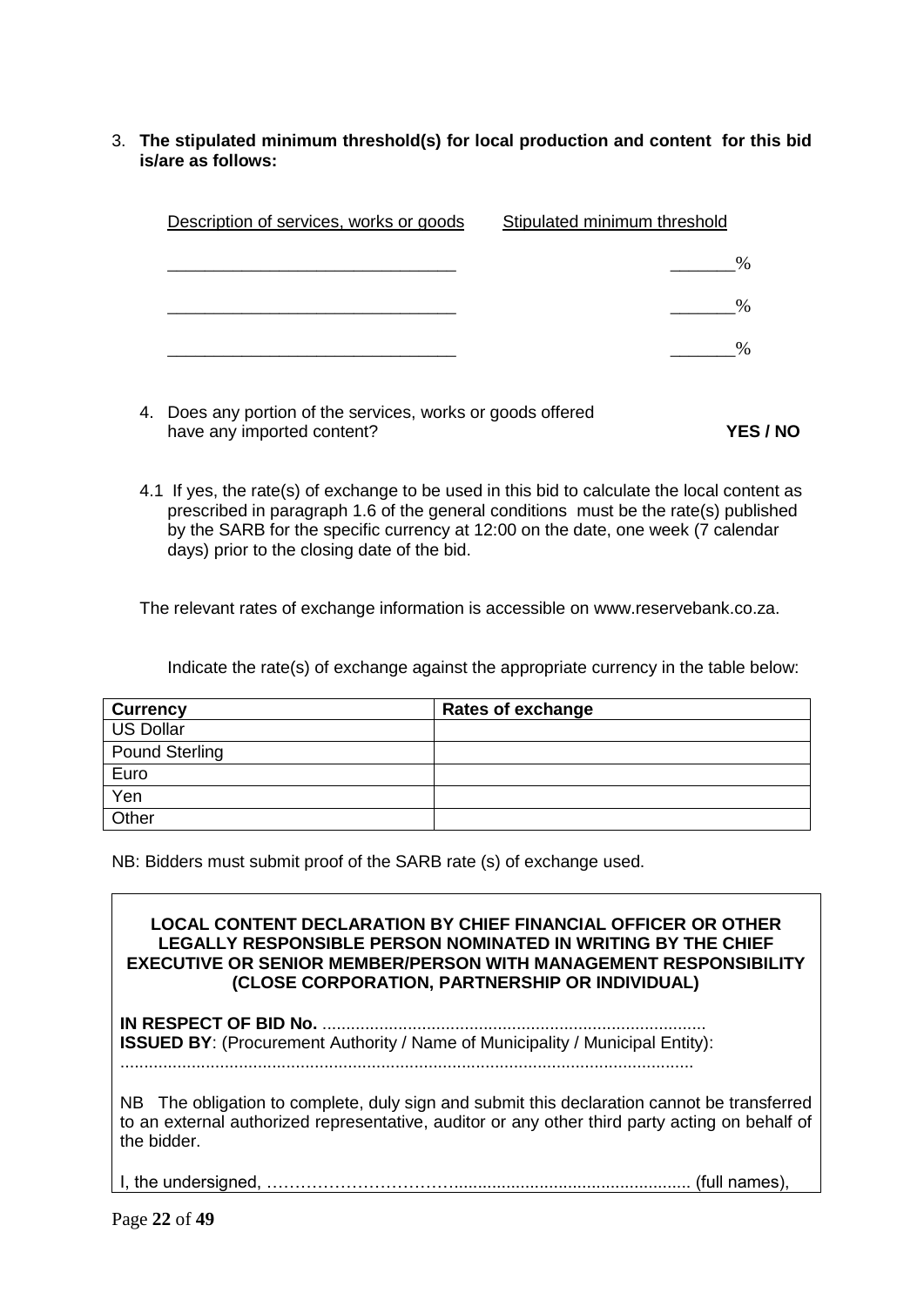3. **The stipulated minimum threshold(s) for local production and content for this bid is/are as follows:**

| Description of services, works or goods | Stipulated minimum threshold |
|---|---|
| _______________________________ | _______% |
| _______________________________ | _______% |
| _______________________________ | _______% |

4. Does any portion of the services, works or goods offered have any imported content? **YES / NO**

4.1 If yes, the rate(s) of exchange to be used in this bid to calculate the local content as prescribed in paragraph 1.6 of the general conditions must be the rate(s) published by the SARB for the specific currency at 12:00 on the date, one week (7 calendar days) prior to the closing date of the bid.

The relevant rates of exchange information is accessible on www.reservebank.co.za.

Indicate the rate(s) of exchange against the appropriate currency in the table below:

| **Currency** | **Rates of exchange** |
|---|---|
| US Dollar | |
| Pound Sterling | |
| Euro | |
| Yen | |
| Other | |

NB: Bidders must submit proof of the SARB rate (s) of exchange used.

**LOCAL CONTENT DECLARATION BY CHIEF FINANCIAL OFFICER OR OTHER LEGALLY RESPONSIBLE PERSON NOMINATED IN WRITING BY THE CHIEF EXECUTIVE OR SENIOR MEMBER/PERSON WITH MANAGEMENT RESPONSIBILITY (CLOSE CORPORATION, PARTNERSHIP OR INDIVIDUAL)**

**IN RESPECT OF BID No.** .................................................................................

**ISSUED BY**: (Procurement Authority / Name of Municipality / Municipal Entity):

.........................................................................................................................

NB The obligation to complete, duly sign and submit this declaration cannot be transferred to an external authorized representative, auditor or any other third party acting on behalf of the bidder.

I, the undersigned, …………………………….................................................. (full names),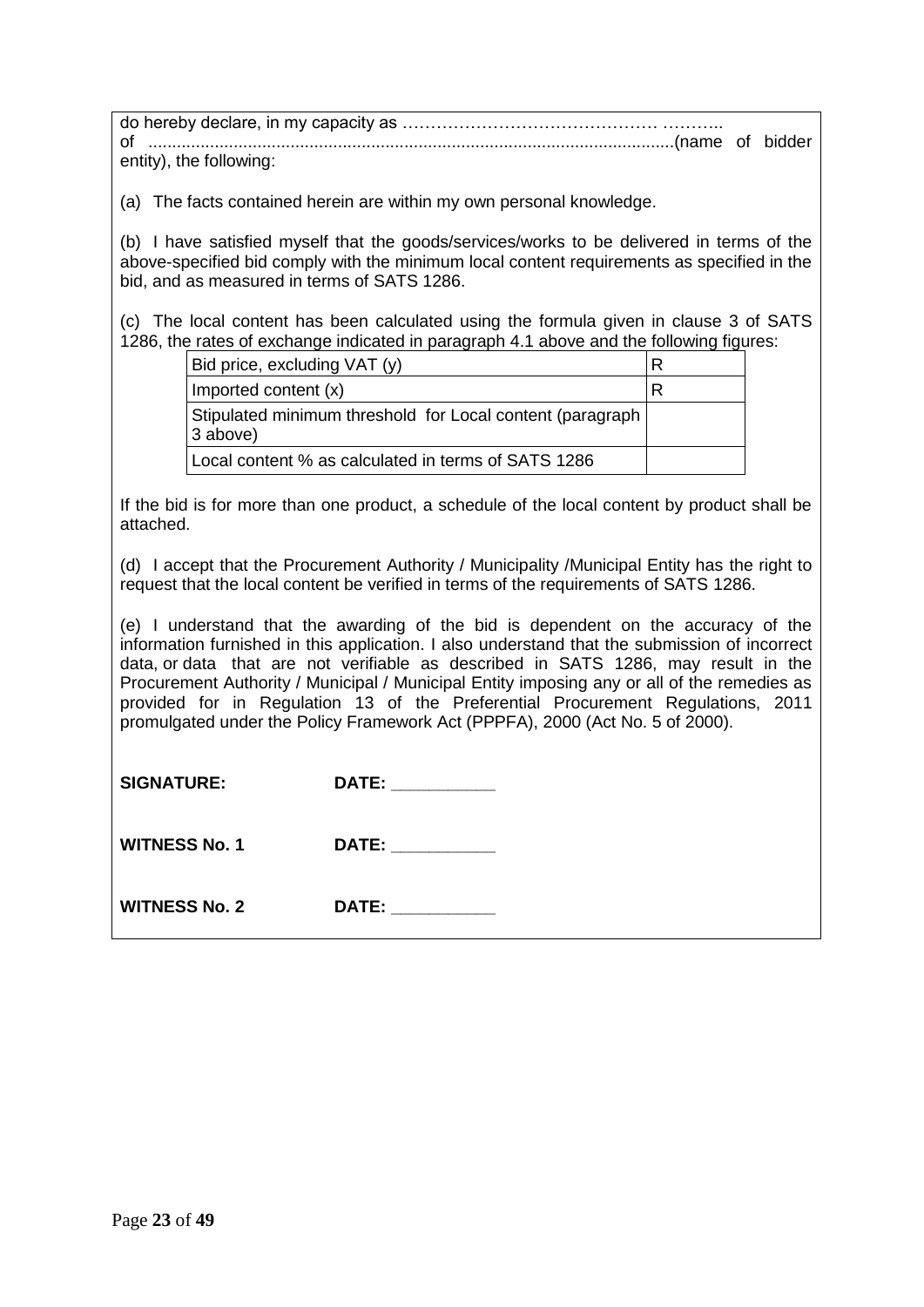do hereby declare, in my capacity as ……………………………………… ………..
of ...............................................................................................................(name of bidder entity), the following:

(a) The facts contained herein are within my own personal knowledge.

(b) I have satisfied myself that the goods/services/works to be delivered in terms of the above-specified bid comply with the minimum local content requirements as specified in the bid, and as measured in terms of SATS 1286.

(c) The local content has been calculated using the formula given in clause 3 of SATS 1286, the rates of exchange indicated in paragraph 4.1 above and the following figures:

| | |
|---|---|
| Bid price, excluding VAT (y) | R |
| Imported content (x) | R |
| Stipulated minimum threshold for Local content (paragraph 3 above) | |
| Local content % as calculated in terms of SATS 1286 | |

If the bid is for more than one product, a schedule of the local content by product shall be attached.

(d) I accept that the Procurement Authority / Municipality /Municipal Entity has the right to request that the local content be verified in terms of the requirements of SATS 1286.

(e) I understand that the awarding of the bid is dependent on the accuracy of the information furnished in this application. I also understand that the submission of incorrect data, or data that are not verifiable as described in SATS 1286, may result in the Procurement Authority / Municipal / Municipal Entity imposing any or all of the remedies as provided for in Regulation 13 of the Preferential Procurement Regulations, 2011 promulgated under the Policy Framework Act (PPPFA), 2000 (Act No. 5 of 2000).

**SIGNATURE:** **DATE: ___________**

**WITNESS No. 1** **DATE: ___________**

**WITNESS No. 2** **DATE: ___________**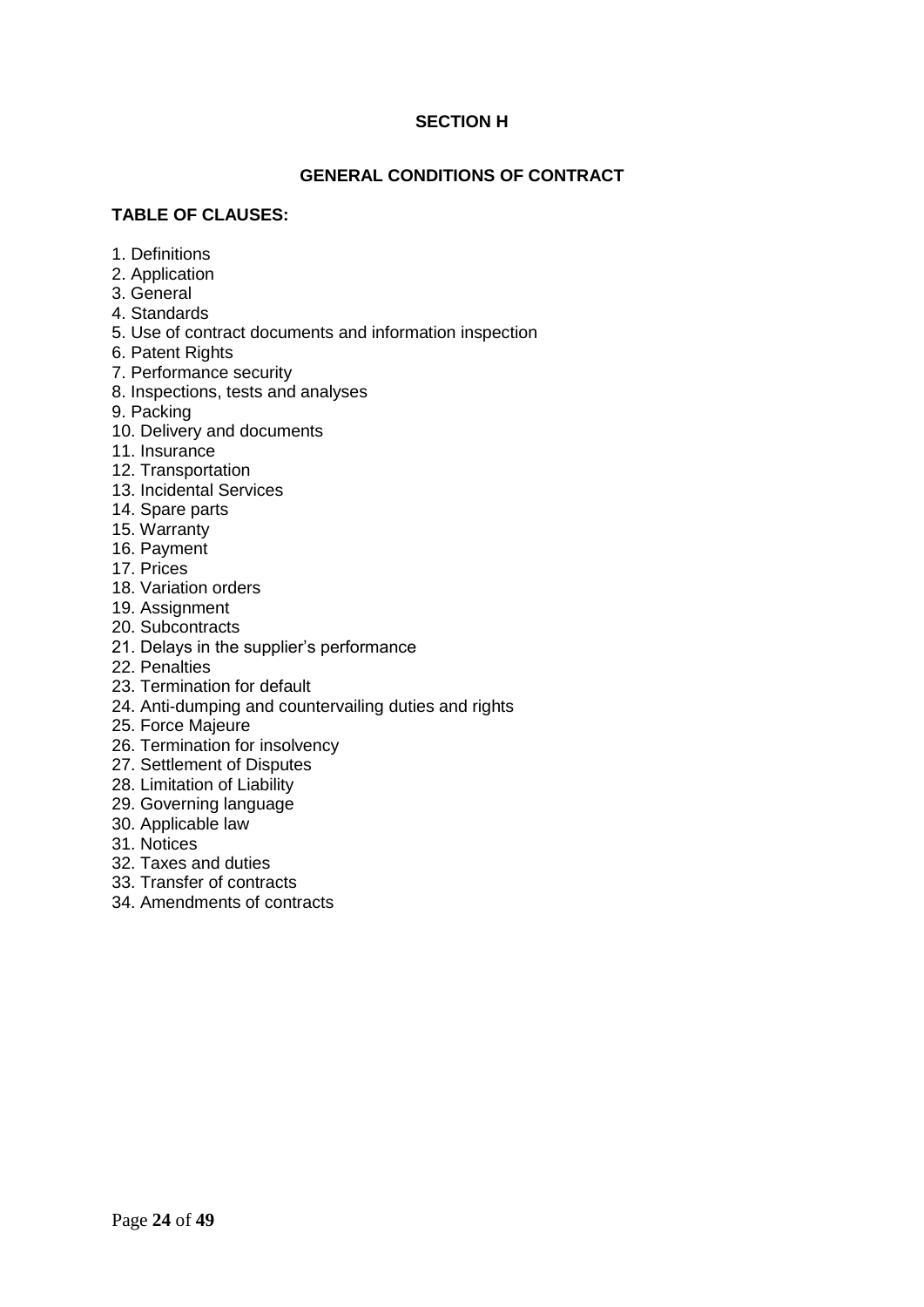## SECTION H

## GENERAL CONDITIONS OF CONTRACT

**TABLE OF CLAUSES:**

1. Definitions
2. Application
3. General
4. Standards
5. Use of contract documents and information inspection
6. Patent Rights
7. Performance security
8. Inspections, tests and analyses
9. Packing
10. Delivery and documents
11. Insurance
12. Transportation
13. Incidental Services
14. Spare parts
15. Warranty
16. Payment
17. Prices
18. Variation orders
19. Assignment
20. Subcontracts
21. Delays in the supplier's performance
22. Penalties
23. Termination for default
24. Anti-dumping and countervailing duties and rights
25. Force Majeure
26. Termination for insolvency
27. Settlement of Disputes
28. Limitation of Liability
29. Governing language
30. Applicable law
31. Notices
32. Taxes and duties
33. Transfer of contracts
34. Amendments of contracts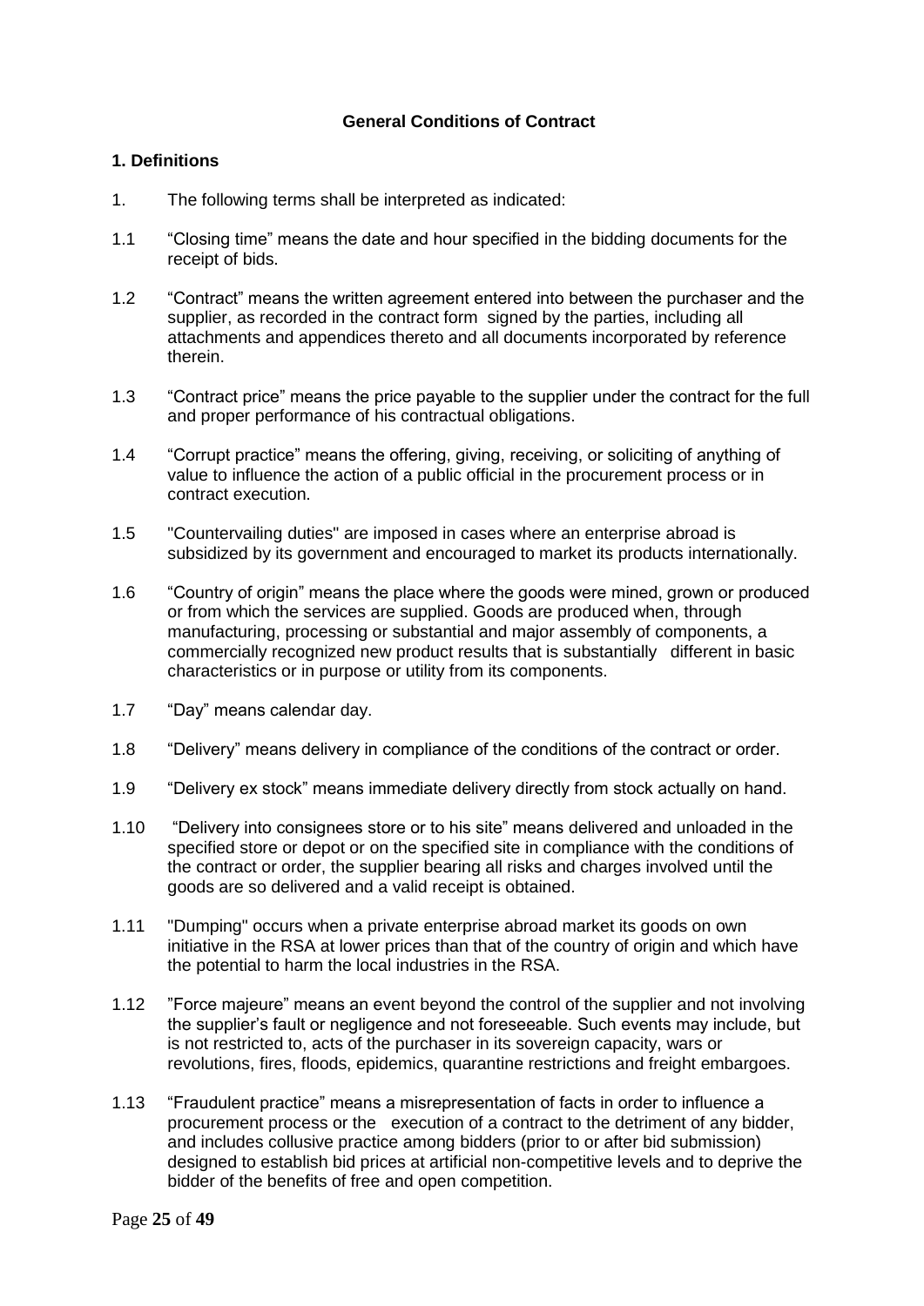**General Conditions of Contract**

**1. Definitions**

1. The following terms shall be interpreted as indicated:

1.1 "Closing time" means the date and hour specified in the bidding documents for the receipt of bids.

1.2 "Contract" means the written agreement entered into between the purchaser and the supplier, as recorded in the contract form signed by the parties, including all attachments and appendices thereto and all documents incorporated by reference therein.

1.3 "Contract price" means the price payable to the supplier under the contract for the full and proper performance of his contractual obligations.

1.4 "Corrupt practice" means the offering, giving, receiving, or soliciting of anything of value to influence the action of a public official in the procurement process or in contract execution.

1.5 "Countervailing duties" are imposed in cases where an enterprise abroad is subsidized by its government and encouraged to market its products internationally.

1.6 "Country of origin" means the place where the goods were mined, grown or produced or from which the services are supplied. Goods are produced when, through manufacturing, processing or substantial and major assembly of components, a commercially recognized new product results that is substantially different in basic characteristics or in purpose or utility from its components.

1.7 "Day" means calendar day.

1.8 "Delivery" means delivery in compliance of the conditions of the contract or order.

1.9 "Delivery ex stock" means immediate delivery directly from stock actually on hand.

1.10 "Delivery into consignees store or to his site" means delivered and unloaded in the specified store or depot or on the specified site in compliance with the conditions of the contract or order, the supplier bearing all risks and charges involved until the goods are so delivered and a valid receipt is obtained.

1.11 "Dumping" occurs when a private enterprise abroad market its goods on own initiative in the RSA at lower prices than that of the country of origin and which have the potential to harm the local industries in the RSA.

1.12 "Force majeure" means an event beyond the control of the supplier and not involving the supplier's fault or negligence and not foreseeable. Such events may include, but is not restricted to, acts of the purchaser in its sovereign capacity, wars or revolutions, fires, floods, epidemics, quarantine restrictions and freight embargoes.

1.13 "Fraudulent practice" means a misrepresentation of facts in order to influence a procurement process or the execution of a contract to the detriment of any bidder, and includes collusive practice among bidders (prior to or after bid submission) designed to establish bid prices at artificial non-competitive levels and to deprive the bidder of the benefits of free and open competition.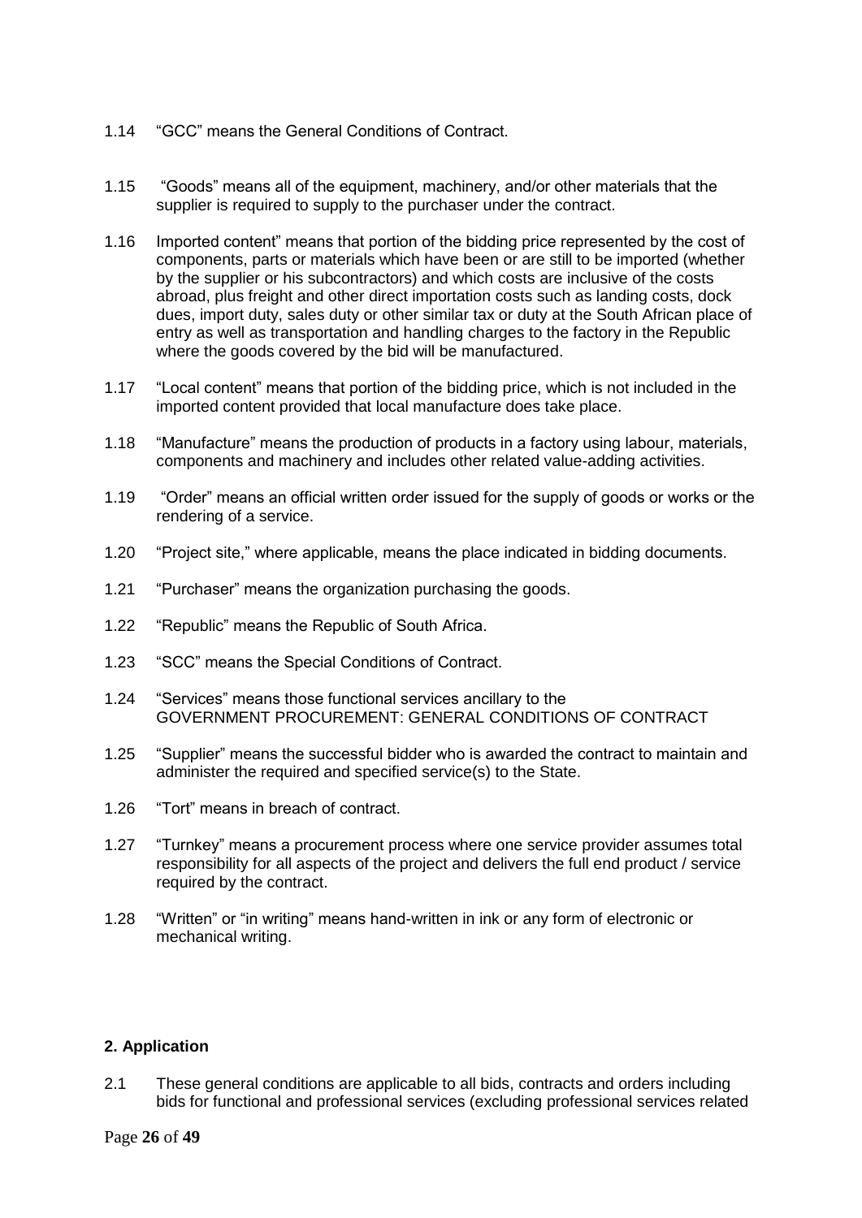1.14 "GCC" means the General Conditions of Contract.

1.15 "Goods" means all of the equipment, machinery, and/or other materials that the supplier is required to supply to the purchaser under the contract.

1.16 Imported content" means that portion of the bidding price represented by the cost of components, parts or materials which have been or are still to be imported (whether by the supplier or his subcontractors) and which costs are inclusive of the costs abroad, plus freight and other direct importation costs such as landing costs, dock dues, import duty, sales duty or other similar tax or duty at the South African place of entry as well as transportation and handling charges to the factory in the Republic where the goods covered by the bid will be manufactured.

1.17 "Local content" means that portion of the bidding price, which is not included in the imported content provided that local manufacture does take place.

1.18 "Manufacture" means the production of products in a factory using labour, materials, components and machinery and includes other related value-adding activities.

1.19 "Order" means an official written order issued for the supply of goods or works or the rendering of a service.

1.20 "Project site," where applicable, means the place indicated in bidding documents.

1.21 "Purchaser" means the organization purchasing the goods.

1.22 "Republic" means the Republic of South Africa.

1.23 "SCC" means the Special Conditions of Contract.

1.24 "Services" means those functional services ancillary to the GOVERNMENT PROCUREMENT: GENERAL CONDITIONS OF CONTRACT

1.25 "Supplier" means the successful bidder who is awarded the contract to maintain and administer the required and specified service(s) to the State.

1.26 "Tort" means in breach of contract.

1.27 "Turnkey" means a procurement process where one service provider assumes total responsibility for all aspects of the project and delivers the full end product / service required by the contract.

1.28 "Written" or "in writing" means hand-written in ink or any form of electronic or mechanical writing.

**2. Application**

2.1 These general conditions are applicable to all bids, contracts and orders including bids for functional and professional services (excluding professional services related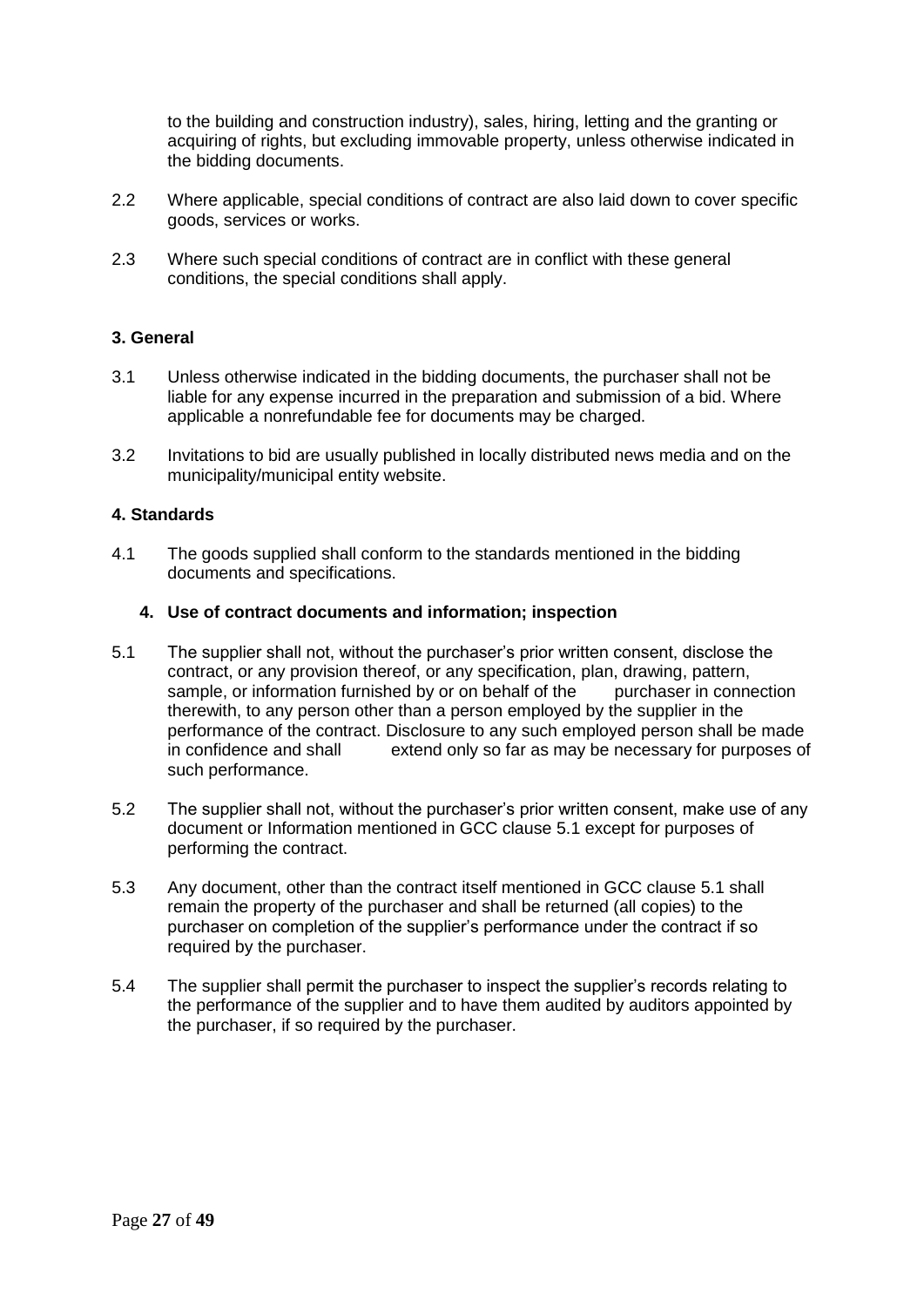to the building and construction industry), sales, hiring, letting and the granting or acquiring of rights, but excluding immovable property, unless otherwise indicated in the bidding documents.

2.2 Where applicable, special conditions of contract are also laid down to cover specific goods, services or works.

2.3 Where such special conditions of contract are in conflict with these general conditions, the special conditions shall apply.

**3. General**

3.1 Unless otherwise indicated in the bidding documents, the purchaser shall not be liable for any expense incurred in the preparation and submission of a bid. Where applicable a nonrefundable fee for documents may be charged.

3.2 Invitations to bid are usually published in locally distributed news media and on the municipality/municipal entity website.

**4. Standards**

4.1 The goods supplied shall conform to the standards mentioned in the bidding documents and specifications.

**4. Use of contract documents and information; inspection**

5.1 The supplier shall not, without the purchaser's prior written consent, disclose the contract, or any provision thereof, or any specification, plan, drawing, pattern, sample, or information furnished by or on behalf of the purchaser in connection therewith, to any person other than a person employed by the supplier in the performance of the contract. Disclosure to any such employed person shall be made in confidence and shall extend only so far as may be necessary for purposes of such performance.

5.2 The supplier shall not, without the purchaser's prior written consent, make use of any document or Information mentioned in GCC clause 5.1 except for purposes of performing the contract.

5.3 Any document, other than the contract itself mentioned in GCC clause 5.1 shall remain the property of the purchaser and shall be returned (all copies) to the purchaser on completion of the supplier's performance under the contract if so required by the purchaser.

5.4 The supplier shall permit the purchaser to inspect the supplier's records relating to the performance of the supplier and to have them audited by auditors appointed by the purchaser, if so required by the purchaser.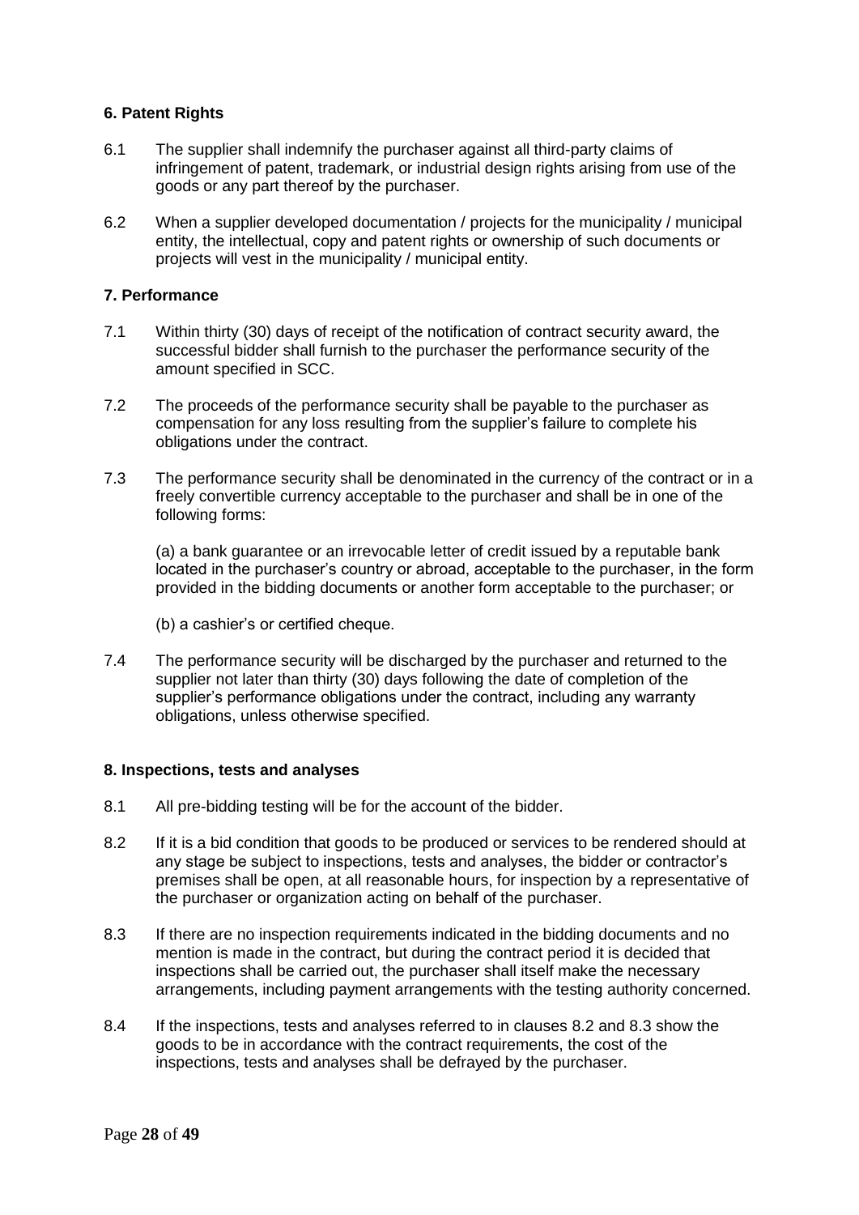**6. Patent Rights**

6.1 The supplier shall indemnify the purchaser against all third-party claims of infringement of patent, trademark, or industrial design rights arising from use of the goods or any part thereof by the purchaser.

6.2 When a supplier developed documentation / projects for the municipality / municipal entity, the intellectual, copy and patent rights or ownership of such documents or projects will vest in the municipality / municipal entity.

**7. Performance**

7.1 Within thirty (30) days of receipt of the notification of contract security award, the successful bidder shall furnish to the purchaser the performance security of the amount specified in SCC.

7.2 The proceeds of the performance security shall be payable to the purchaser as compensation for any loss resulting from the supplier's failure to complete his obligations under the contract.

7.3 The performance security shall be denominated in the currency of the contract or in a freely convertible currency acceptable to the purchaser and shall be in one of the following forms:

(a) a bank guarantee or an irrevocable letter of credit issued by a reputable bank located in the purchaser's country or abroad, acceptable to the purchaser, in the form provided in the bidding documents or another form acceptable to the purchaser; or

(b) a cashier's or certified cheque.

7.4 The performance security will be discharged by the purchaser and returned to the supplier not later than thirty (30) days following the date of completion of the supplier's performance obligations under the contract, including any warranty obligations, unless otherwise specified.

**8. Inspections, tests and analyses**

8.1 All pre-bidding testing will be for the account of the bidder.

8.2 If it is a bid condition that goods to be produced or services to be rendered should at any stage be subject to inspections, tests and analyses, the bidder or contractor's premises shall be open, at all reasonable hours, for inspection by a representative of the purchaser or organization acting on behalf of the purchaser.

8.3 If there are no inspection requirements indicated in the bidding documents and no mention is made in the contract, but during the contract period it is decided that inspections shall be carried out, the purchaser shall itself make the necessary arrangements, including payment arrangements with the testing authority concerned.

8.4 If the inspections, tests and analyses referred to in clauses 8.2 and 8.3 show the goods to be in accordance with the contract requirements, the cost of the inspections, tests and analyses shall be defrayed by the purchaser.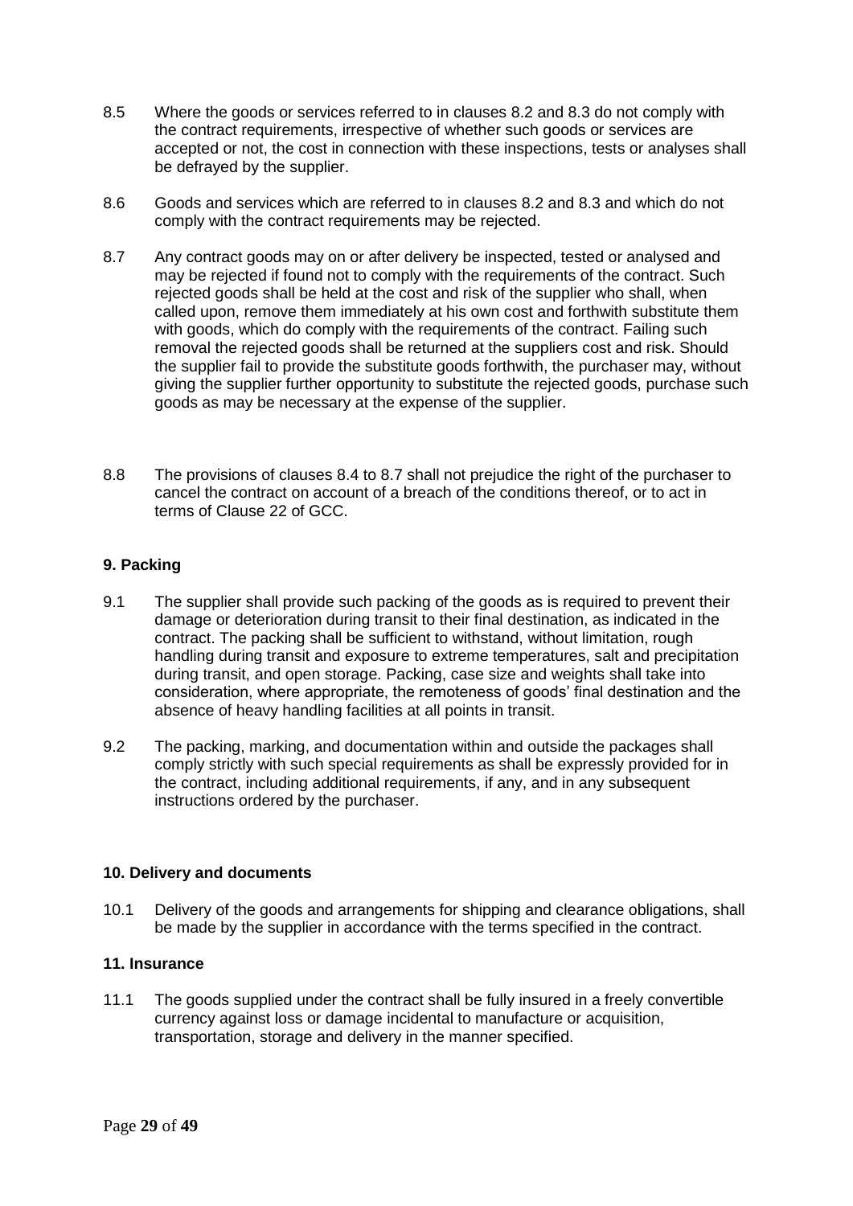8.5 Where the goods or services referred to in clauses 8.2 and 8.3 do not comply with the contract requirements, irrespective of whether such goods or services are accepted or not, the cost in connection with these inspections, tests or analyses shall be defrayed by the supplier.

8.6 Goods and services which are referred to in clauses 8.2 and 8.3 and which do not comply with the contract requirements may be rejected.

8.7 Any contract goods may on or after delivery be inspected, tested or analysed and may be rejected if found not to comply with the requirements of the contract. Such rejected goods shall be held at the cost and risk of the supplier who shall, when called upon, remove them immediately at his own cost and forthwith substitute them with goods, which do comply with the requirements of the contract. Failing such removal the rejected goods shall be returned at the suppliers cost and risk. Should the supplier fail to provide the substitute goods forthwith, the purchaser may, without giving the supplier further opportunity to substitute the rejected goods, purchase such goods as may be necessary at the expense of the supplier.

8.8 The provisions of clauses 8.4 to 8.7 shall not prejudice the right of the purchaser to cancel the contract on account of a breach of the conditions thereof, or to act in terms of Clause 22 of GCC.

**9. Packing**

9.1 The supplier shall provide such packing of the goods as is required to prevent their damage or deterioration during transit to their final destination, as indicated in the contract. The packing shall be sufficient to withstand, without limitation, rough handling during transit and exposure to extreme temperatures, salt and precipitation during transit, and open storage. Packing, case size and weights shall take into consideration, where appropriate, the remoteness of goods' final destination and the absence of heavy handling facilities at all points in transit.

9.2 The packing, marking, and documentation within and outside the packages shall comply strictly with such special requirements as shall be expressly provided for in the contract, including additional requirements, if any, and in any subsequent instructions ordered by the purchaser.

**10. Delivery and documents**

10.1 Delivery of the goods and arrangements for shipping and clearance obligations, shall be made by the supplier in accordance with the terms specified in the contract.

**11. Insurance**

11.1 The goods supplied under the contract shall be fully insured in a freely convertible currency against loss or damage incidental to manufacture or acquisition, transportation, storage and delivery in the manner specified.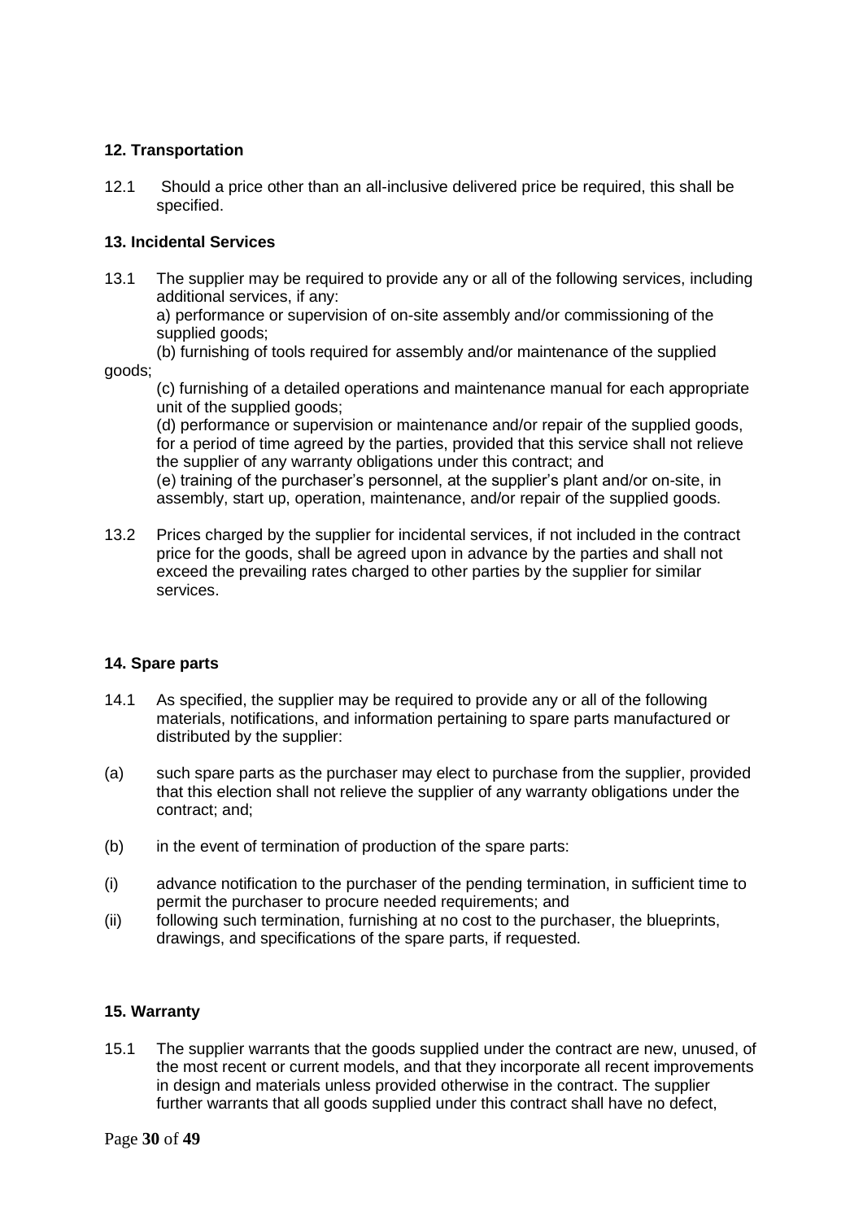### 12. Transportation

12.1 Should a price other than an all-inclusive delivered price be required, this shall be specified.

### 13. Incidental Services

13.1 The supplier may be required to provide any or all of the following services, including additional services, if any:

a) performance or supervision of on-site assembly and/or commissioning of the supplied goods;

(b) furnishing of tools required for assembly and/or maintenance of the supplied goods;

(c) furnishing of a detailed operations and maintenance manual for each appropriate unit of the supplied goods;

(d) performance or supervision or maintenance and/or repair of the supplied goods, for a period of time agreed by the parties, provided that this service shall not relieve the supplier of any warranty obligations under this contract; and

(e) training of the purchaser's personnel, at the supplier's plant and/or on-site, in assembly, start up, operation, maintenance, and/or repair of the supplied goods.

13.2 Prices charged by the supplier for incidental services, if not included in the contract price for the goods, shall be agreed upon in advance by the parties and shall not exceed the prevailing rates charged to other parties by the supplier for similar services.

### 14. Spare parts

14.1 As specified, the supplier may be required to provide any or all of the following materials, notifications, and information pertaining to spare parts manufactured or distributed by the supplier:

(a) such spare parts as the purchaser may elect to purchase from the supplier, provided that this election shall not relieve the supplier of any warranty obligations under the contract; and;

(b) in the event of termination of production of the spare parts:

(i) advance notification to the purchaser of the pending termination, in sufficient time to permit the purchaser to procure needed requirements; and

(ii) following such termination, furnishing at no cost to the purchaser, the blueprints, drawings, and specifications of the spare parts, if requested.

### 15. Warranty

15.1 The supplier warrants that the goods supplied under the contract are new, unused, of the most recent or current models, and that they incorporate all recent improvements in design and materials unless provided otherwise in the contract. The supplier further warrants that all goods supplied under this contract shall have no defect,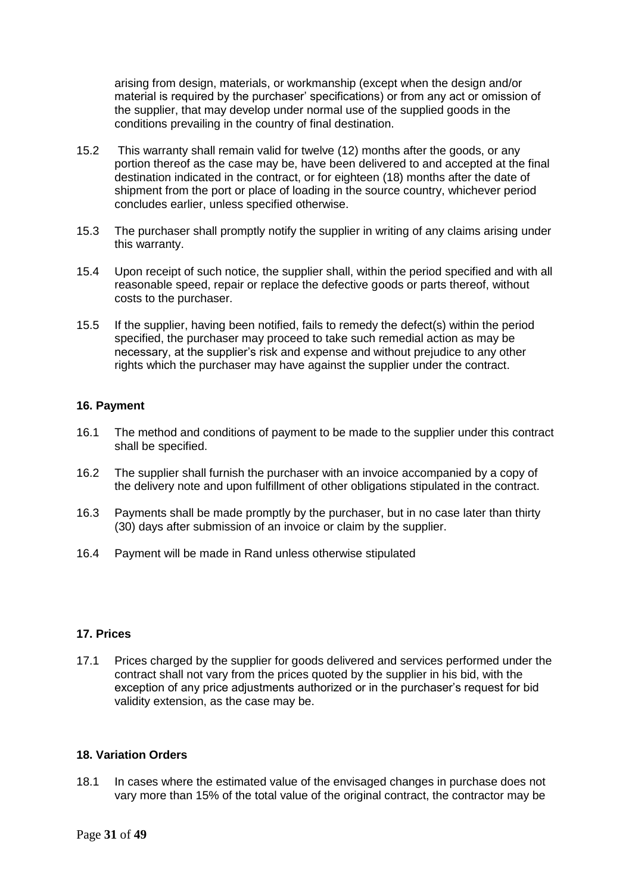arising from design, materials, or workmanship (except when the design and/or material is required by the purchaser' specifications) or from any act or omission of the supplier, that may develop under normal use of the supplied goods in the conditions prevailing in the country of final destination.

15.2 This warranty shall remain valid for twelve (12) months after the goods, or any portion thereof as the case may be, have been delivered to and accepted at the final destination indicated in the contract, or for eighteen (18) months after the date of shipment from the port or place of loading in the source country, whichever period concludes earlier, unless specified otherwise.

15.3 The purchaser shall promptly notify the supplier in writing of any claims arising under this warranty.

15.4 Upon receipt of such notice, the supplier shall, within the period specified and with all reasonable speed, repair or replace the defective goods or parts thereof, without costs to the purchaser.

15.5 If the supplier, having been notified, fails to remedy the defect(s) within the period specified, the purchaser may proceed to take such remedial action as may be necessary, at the supplier's risk and expense and without prejudice to any other rights which the purchaser may have against the supplier under the contract.

**16. Payment**

16.1 The method and conditions of payment to be made to the supplier under this contract shall be specified.

16.2 The supplier shall furnish the purchaser with an invoice accompanied by a copy of the delivery note and upon fulfillment of other obligations stipulated in the contract.

16.3 Payments shall be made promptly by the purchaser, but in no case later than thirty (30) days after submission of an invoice or claim by the supplier.

16.4 Payment will be made in Rand unless otherwise stipulated

**17. Prices**

17.1 Prices charged by the supplier for goods delivered and services performed under the contract shall not vary from the prices quoted by the supplier in his bid, with the exception of any price adjustments authorized or in the purchaser's request for bid validity extension, as the case may be.

**18. Variation Orders**

18.1 In cases where the estimated value of the envisaged changes in purchase does not vary more than 15% of the total value of the original contract, the contractor may be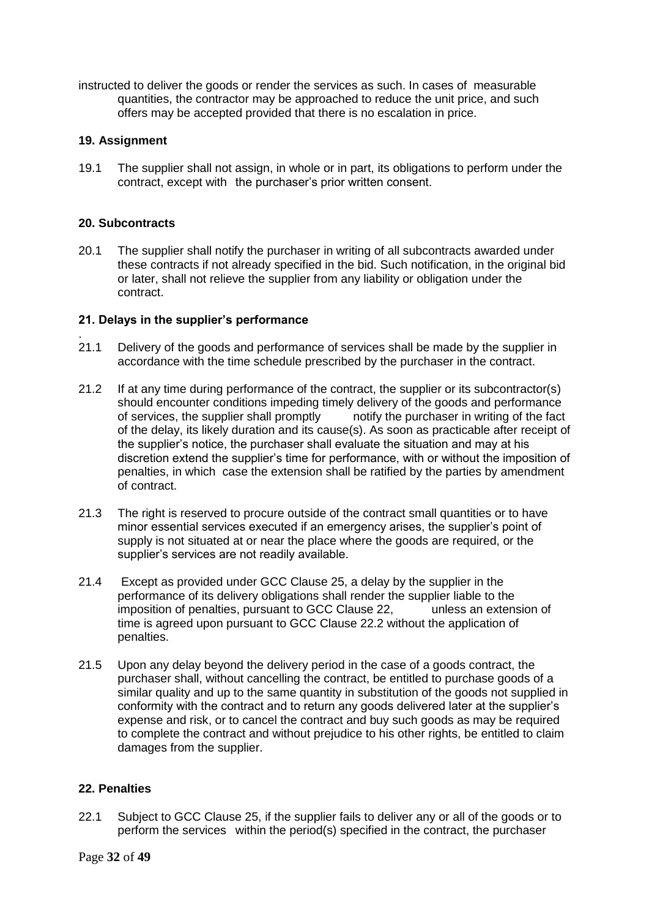instructed to deliver the goods or render the services as such. In cases of measurable quantities, the contractor may be approached to reduce the unit price, and such offers may be accepted provided that there is no escalation in price.

**19. Assignment**

19.1 The supplier shall not assign, in whole or in part, its obligations to perform under the contract, except with the purchaser's prior written consent.

**20. Subcontracts**

20.1 The supplier shall notify the purchaser in writing of all subcontracts awarded under these contracts if not already specified in the bid. Such notification, in the original bid or later, shall not relieve the supplier from any liability or obligation under the contract.

**21. Delays in the supplier's performance**

21.1 Delivery of the goods and performance of services shall be made by the supplier in accordance with the time schedule prescribed by the purchaser in the contract.

21.2 If at any time during performance of the contract, the supplier or its subcontractor(s) should encounter conditions impeding timely delivery of the goods and performance of services, the supplier shall promptly notify the purchaser in writing of the fact of the delay, its likely duration and its cause(s). As soon as practicable after receipt of the supplier's notice, the purchaser shall evaluate the situation and may at his discretion extend the supplier's time for performance, with or without the imposition of penalties, in which case the extension shall be ratified by the parties by amendment of contract.

21.3 The right is reserved to procure outside of the contract small quantities or to have minor essential services executed if an emergency arises, the supplier's point of supply is not situated at or near the place where the goods are required, or the supplier's services are not readily available.

21.4 Except as provided under GCC Clause 25, a delay by the supplier in the performance of its delivery obligations shall render the supplier liable to the imposition of penalties, pursuant to GCC Clause 22, unless an extension of time is agreed upon pursuant to GCC Clause 22.2 without the application of penalties.

21.5 Upon any delay beyond the delivery period in the case of a goods contract, the purchaser shall, without cancelling the contract, be entitled to purchase goods of a similar quality and up to the same quantity in substitution of the goods not supplied in conformity with the contract and to return any goods delivered later at the supplier's expense and risk, or to cancel the contract and buy such goods as may be required to complete the contract and without prejudice to his other rights, be entitled to claim damages from the supplier.

**22. Penalties**

22.1 Subject to GCC Clause 25, if the supplier fails to deliver any or all of the goods or to perform the services within the period(s) specified in the contract, the purchaser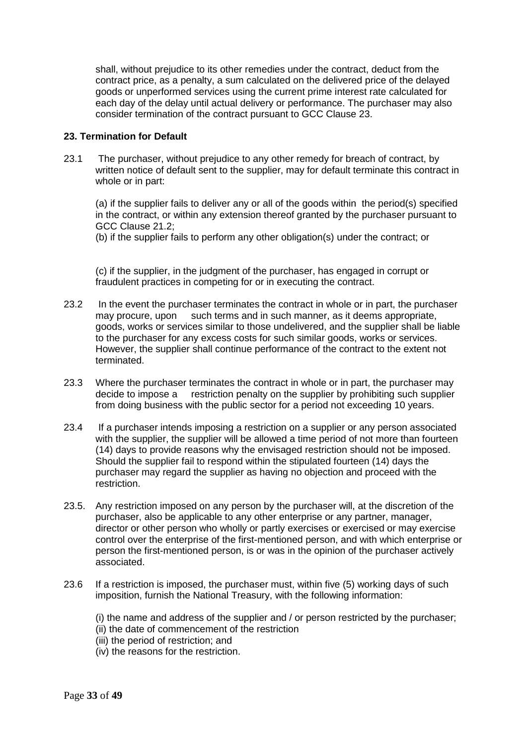shall, without prejudice to its other remedies under the contract, deduct from the contract price, as a penalty, a sum calculated on the delivered price of the delayed goods or unperformed services using the current prime interest rate calculated for each day of the delay until actual delivery or performance. The purchaser may also consider termination of the contract pursuant to GCC Clause 23.

**23. Termination for Default**

23.1 The purchaser, without prejudice to any other remedy for breach of contract, by written notice of default sent to the supplier, may for default terminate this contract in whole or in part:

(a) if the supplier fails to deliver any or all of the goods within the period(s) specified in the contract, or within any extension thereof granted by the purchaser pursuant to GCC Clause 21.2;

(b) if the supplier fails to perform any other obligation(s) under the contract; or

(c) if the supplier, in the judgment of the purchaser, has engaged in corrupt or fraudulent practices in competing for or in executing the contract.

23.2 In the event the purchaser terminates the contract in whole or in part, the purchaser may procure, upon such terms and in such manner, as it deems appropriate, goods, works or services similar to those undelivered, and the supplier shall be liable to the purchaser for any excess costs for such similar goods, works or services. However, the supplier shall continue performance of the contract to the extent not terminated.

23.3 Where the purchaser terminates the contract in whole or in part, the purchaser may decide to impose a restriction penalty on the supplier by prohibiting such supplier from doing business with the public sector for a period not exceeding 10 years.

23.4 If a purchaser intends imposing a restriction on a supplier or any person associated with the supplier, the supplier will be allowed a time period of not more than fourteen (14) days to provide reasons why the envisaged restriction should not be imposed. Should the supplier fail to respond within the stipulated fourteen (14) days the purchaser may regard the supplier as having no objection and proceed with the restriction.

23.5. Any restriction imposed on any person by the purchaser will, at the discretion of the purchaser, also be applicable to any other enterprise or any partner, manager, director or other person who wholly or partly exercises or exercised or may exercise control over the enterprise of the first-mentioned person, and with which enterprise or person the first-mentioned person, is or was in the opinion of the purchaser actively associated.

23.6 If a restriction is imposed, the purchaser must, within five (5) working days of such imposition, furnish the National Treasury, with the following information:

(i) the name and address of the supplier and / or person restricted by the purchaser;
(ii) the date of commencement of the restriction
(iii) the period of restriction; and
(iv) the reasons for the restriction.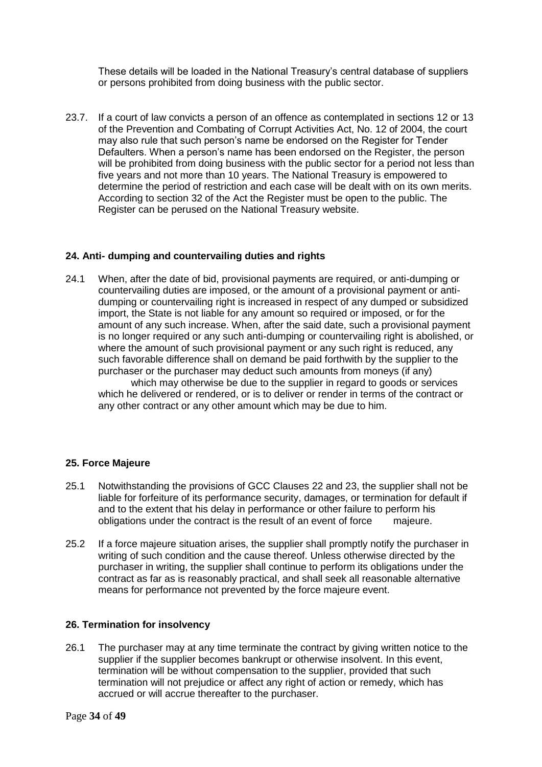These details will be loaded in the National Treasury's central database of suppliers or persons prohibited from doing business with the public sector.

23.7. If a court of law convicts a person of an offence as contemplated in sections 12 or 13 of the Prevention and Combating of Corrupt Activities Act, No. 12 of 2004, the court may also rule that such person's name be endorsed on the Register for Tender Defaulters. When a person's name has been endorsed on the Register, the person will be prohibited from doing business with the public sector for a period not less than five years and not more than 10 years. The National Treasury is empowered to determine the period of restriction and each case will be dealt with on its own merits. According to section 32 of the Act the Register must be open to the public. The Register can be perused on the National Treasury website.

**24. Anti- dumping and countervailing duties and rights**

24.1 When, after the date of bid, provisional payments are required, or anti-dumping or countervailing duties are imposed, or the amount of a provisional payment or anti-dumping or countervailing right is increased in respect of any dumped or subsidized import, the State is not liable for any amount so required or imposed, or for the amount of any such increase. When, after the said date, such a provisional payment is no longer required or any such anti-dumping or countervailing right is abolished, or where the amount of such provisional payment or any such right is reduced, any such favorable difference shall on demand be paid forthwith by the supplier to the purchaser or the purchaser may deduct such amounts from moneys (if any) which may otherwise be due to the supplier in regard to goods or services which he delivered or rendered, or is to deliver or render in terms of the contract or any other contract or any other amount which may be due to him.

**25. Force Majeure**

25.1 Notwithstanding the provisions of GCC Clauses 22 and 23, the supplier shall not be liable for forfeiture of its performance security, damages, or termination for default if and to the extent that his delay in performance or other failure to perform his obligations under the contract is the result of an event of force majeure.

25.2 If a force majeure situation arises, the supplier shall promptly notify the purchaser in writing of such condition and the cause thereof. Unless otherwise directed by the purchaser in writing, the supplier shall continue to perform its obligations under the contract as far as is reasonably practical, and shall seek all reasonable alternative means for performance not prevented by the force majeure event.

**26. Termination for insolvency**

26.1 The purchaser may at any time terminate the contract by giving written notice to the supplier if the supplier becomes bankrupt or otherwise insolvent. In this event, termination will be without compensation to the supplier, provided that such termination will not prejudice or affect any right of action or remedy, which has accrued or will accrue thereafter to the purchaser.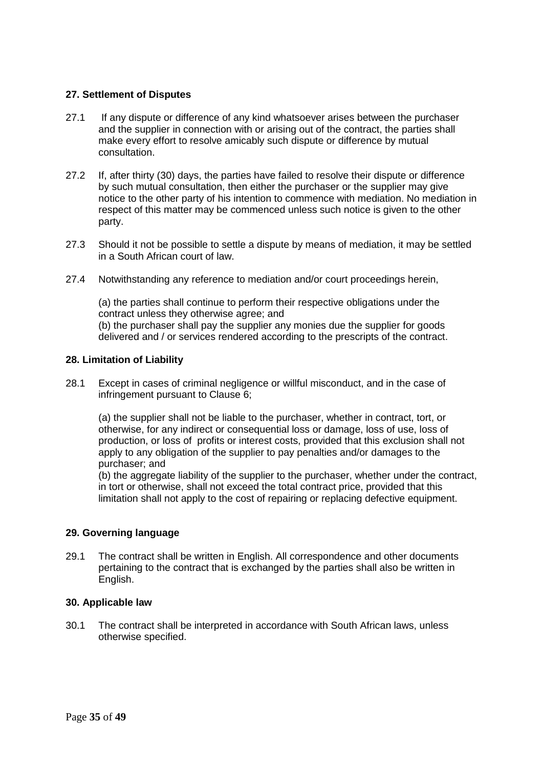**27. Settlement of Disputes**

27.1 If any dispute or difference of any kind whatsoever arises between the purchaser and the supplier in connection with or arising out of the contract, the parties shall make every effort to resolve amicably such dispute or difference by mutual consultation.

27.2 If, after thirty (30) days, the parties have failed to resolve their dispute or difference by such mutual consultation, then either the purchaser or the supplier may give notice to the other party of his intention to commence with mediation. No mediation in respect of this matter may be commenced unless such notice is given to the other party.

27.3 Should it not be possible to settle a dispute by means of mediation, it may be settled in a South African court of law.

27.4 Notwithstanding any reference to mediation and/or court proceedings herein,

(a) the parties shall continue to perform their respective obligations under the contract unless they otherwise agree; and
(b) the purchaser shall pay the supplier any monies due the supplier for goods delivered and / or services rendered according to the prescripts of the contract.

**28. Limitation of Liability**

28.1 Except in cases of criminal negligence or willful misconduct, and in the case of infringement pursuant to Clause 6;

(a) the supplier shall not be liable to the purchaser, whether in contract, tort, or otherwise, for any indirect or consequential loss or damage, loss of use, loss of production, or loss of profits or interest costs, provided that this exclusion shall not apply to any obligation of the supplier to pay penalties and/or damages to the purchaser; and
(b) the aggregate liability of the supplier to the purchaser, whether under the contract, in tort or otherwise, shall not exceed the total contract price, provided that this limitation shall not apply to the cost of repairing or replacing defective equipment.

**29. Governing language**

29.1 The contract shall be written in English. All correspondence and other documents pertaining to the contract that is exchanged by the parties shall also be written in English.

**30. Applicable law**

30.1 The contract shall be interpreted in accordance with South African laws, unless otherwise specified.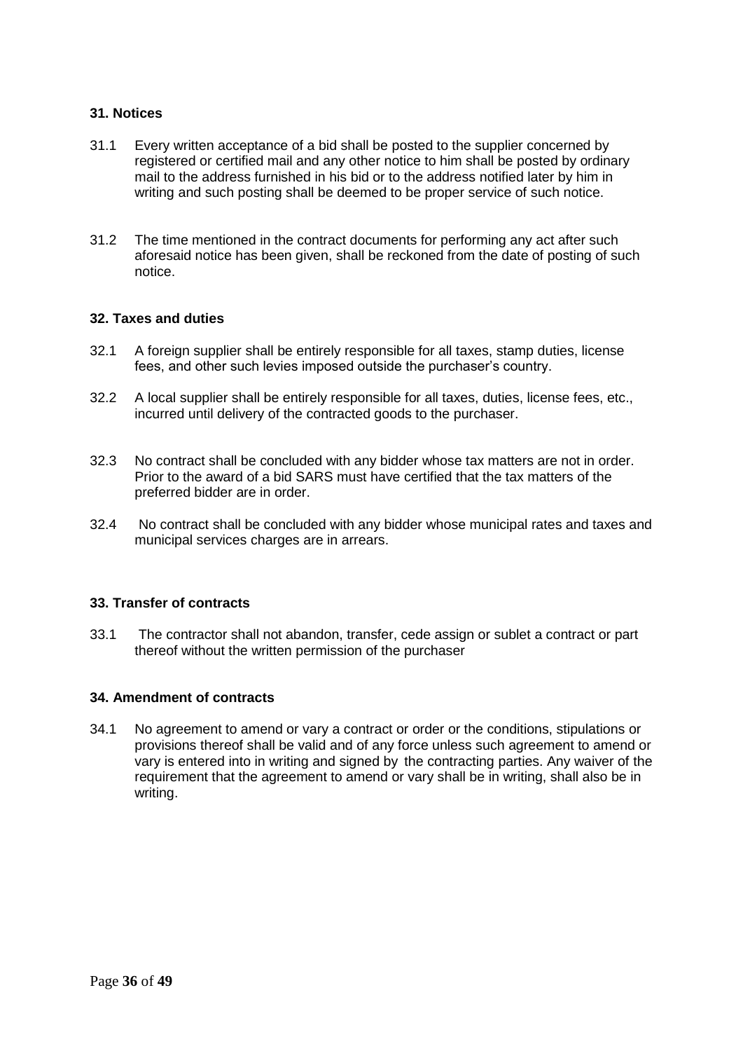### 31. Notices

31.1 Every written acceptance of a bid shall be posted to the supplier concerned by registered or certified mail and any other notice to him shall be posted by ordinary mail to the address furnished in his bid or to the address notified later by him in writing and such posting shall be deemed to be proper service of such notice.

31.2 The time mentioned in the contract documents for performing any act after such aforesaid notice has been given, shall be reckoned from the date of posting of such notice.

### 32. Taxes and duties

32.1 A foreign supplier shall be entirely responsible for all taxes, stamp duties, license fees, and other such levies imposed outside the purchaser's country.

32.2 A local supplier shall be entirely responsible for all taxes, duties, license fees, etc., incurred until delivery of the contracted goods to the purchaser.

32.3 No contract shall be concluded with any bidder whose tax matters are not in order. Prior to the award of a bid SARS must have certified that the tax matters of the preferred bidder are in order.

32.4 No contract shall be concluded with any bidder whose municipal rates and taxes and municipal services charges are in arrears.

### 33. Transfer of contracts

33.1 The contractor shall not abandon, transfer, cede assign or sublet a contract or part thereof without the written permission of the purchaser

### 34. Amendment of contracts

34.1 No agreement to amend or vary a contract or order or the conditions, stipulations or provisions thereof shall be valid and of any force unless such agreement to amend or vary is entered into in writing and signed by the contracting parties. Any waiver of the requirement that the agreement to amend or vary shall be in writing, shall also be in writing.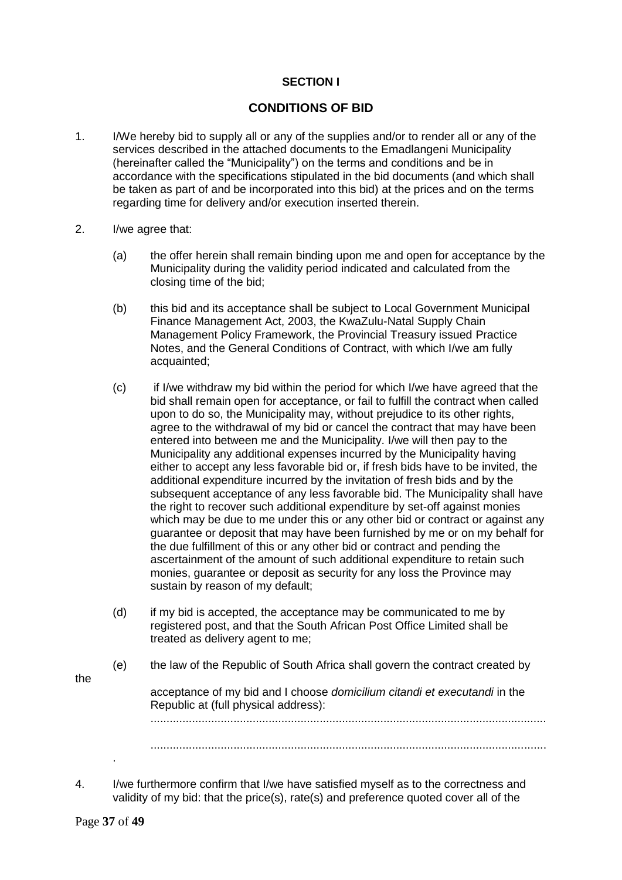**SECTION I**

## CONDITIONS OF BID

1. I/We hereby bid to supply all or any of the supplies and/or to render all or any of the services described in the attached documents to the Emadlangeni Municipality (hereinafter called the "Municipality") on the terms and conditions and be in accordance with the specifications stipulated in the bid documents (and which shall be taken as part of and be incorporated into this bid) at the prices and on the terms regarding time for delivery and/or execution inserted therein.

2. I/we agree that:

   (a) the offer herein shall remain binding upon me and open for acceptance by the Municipality during the validity period indicated and calculated from the closing time of the bid;

   (b) this bid and its acceptance shall be subject to Local Government Municipal Finance Management Act, 2003, the KwaZulu-Natal Supply Chain Management Policy Framework, the Provincial Treasury issued Practice Notes, and the General Conditions of Contract, with which I/we am fully acquainted;

   (c) if I/we withdraw my bid within the period for which I/we have agreed that the bid shall remain open for acceptance, or fail to fulfill the contract when called upon to do so, the Municipality may, without prejudice to its other rights, agree to the withdrawal of my bid or cancel the contract that may have been entered into between me and the Municipality. I/we will then pay to the Municipality any additional expenses incurred by the Municipality having either to accept any less favorable bid or, if fresh bids have to be invited, the additional expenditure incurred by the invitation of fresh bids and by the subsequent acceptance of any less favorable bid. The Municipality shall have the right to recover such additional expenditure by set-off against monies which may be due to me under this or any other bid or contract or against any guarantee or deposit that may have been furnished by me or on my behalf for the due fulfillment of this or any other bid or contract and pending the ascertainment of the amount of such additional expenditure to retain such monies, guarantee or deposit as security for any loss the Province may sustain by reason of my default;

   (d) if my bid is accepted, the acceptance may be communicated to me by registered post, and that the South African Post Office Limited shall be treated as delivery agent to me;

   (e) the law of the Republic of South Africa shall govern the contract created by the acceptance of my bid and I choose *domicilium citandi et executandi* in the Republic at (full physical address):

   ..............................................................................................................................

   ..............................................................................................................................

4. I/we furthermore confirm that I/we have satisfied myself as to the correctness and validity of my bid: that the price(s), rate(s) and preference quoted cover all of the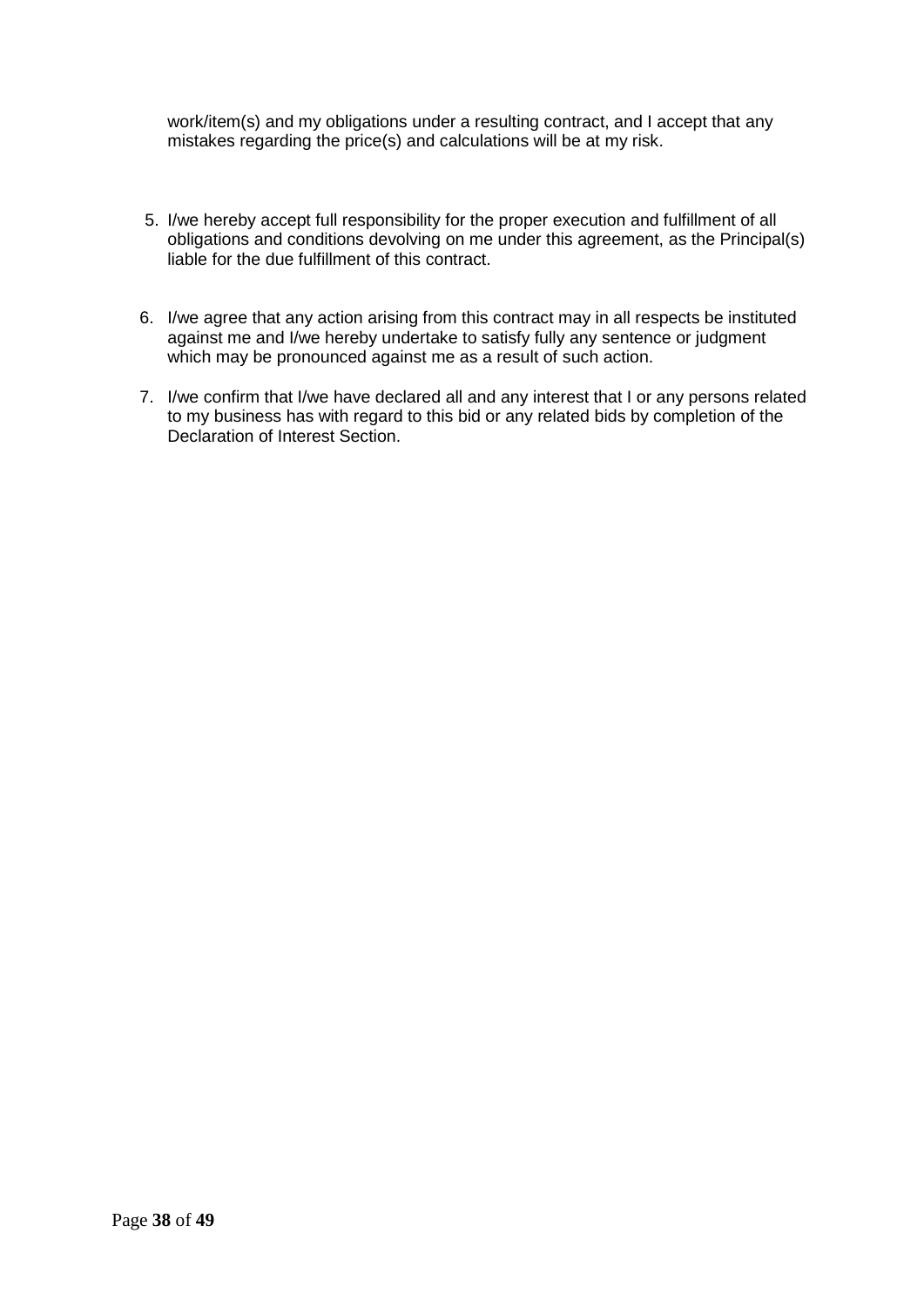work/item(s) and my obligations under a resulting contract, and I accept that any mistakes regarding the price(s) and calculations will be at my risk.

5. I/we hereby accept full responsibility for the proper execution and fulfillment of all obligations and conditions devolving on me under this agreement, as the Principal(s) liable for the due fulfillment of this contract.

6. I/we agree that any action arising from this contract may in all respects be instituted against me and I/we hereby undertake to satisfy fully any sentence or judgment which may be pronounced against me as a result of such action.

7. I/we confirm that I/we have declared all and any interest that I or any persons related to my business has with regard to this bid or any related bids by completion of the Declaration of Interest Section.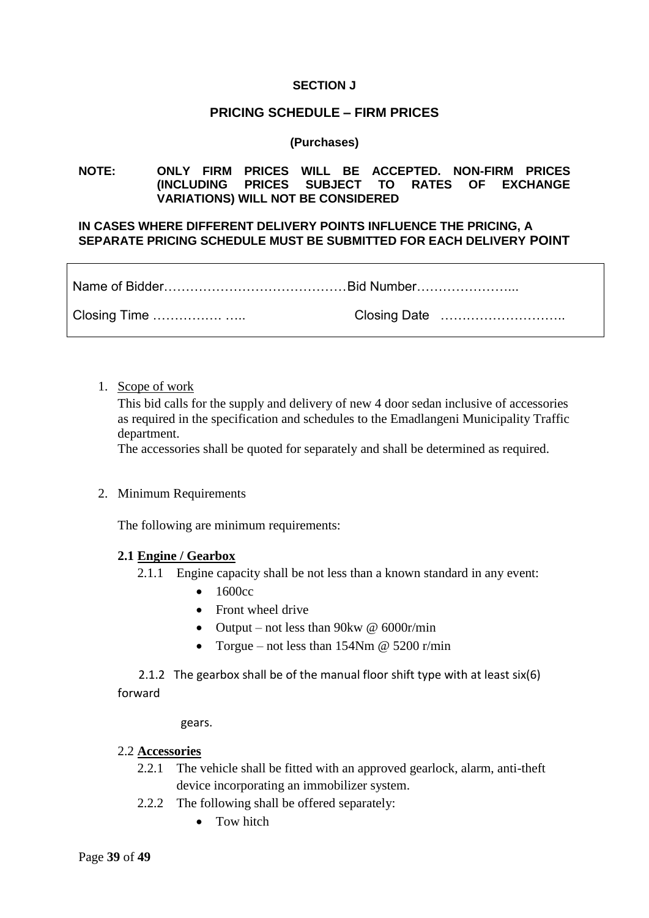**SECTION J**

**PRICING SCHEDULE – FIRM PRICES**

**(Purchases)**

**NOTE: ONLY FIRM PRICES WILL BE ACCEPTED. NON-FIRM PRICES (INCLUDING PRICES SUBJECT TO RATES OF EXCHANGE VARIATIONS) WILL NOT BE CONSIDERED**

**IN CASES WHERE DIFFERENT DELIVERY POINTS INFLUENCE THE PRICING, A SEPARATE PRICING SCHEDULE MUST BE SUBMITTED FOR EACH DELIVERY POINT**

| | |
|---|---|
| Name of Bidder…………………………………… | Bid Number………………….. |
| Closing Time ……………. ….. | Closing Date ………………………. |

1. Scope of work

   This bid calls for the supply and delivery of new 4 door sedan inclusive of accessories as required in the specification and schedules to the Emadlangeni Municipality Traffic department.

   The accessories shall be quoted for separately and shall be determined as required.

2. Minimum Requirements

   The following are minimum requirements:

   **2.1 Engine / Gearbox**

   2.1.1 Engine capacity shall be not less than a known standard in any event:

   - 1600cc
   - Front wheel drive
   - Output – not less than 90kw @ 6000r/min
   - Torgue – not less than 154Nm @ 5200 r/min

   2.1.2 The gearbox shall be of the manual floor shift type with at least six(6) forward gears.

   2.2 **Accessories**

   2.2.1 The vehicle shall be fitted with an approved gearlock, alarm, anti-theft device incorporating an immobilizer system.

   2.2.2 The following shall be offered separately:

   - Tow hitch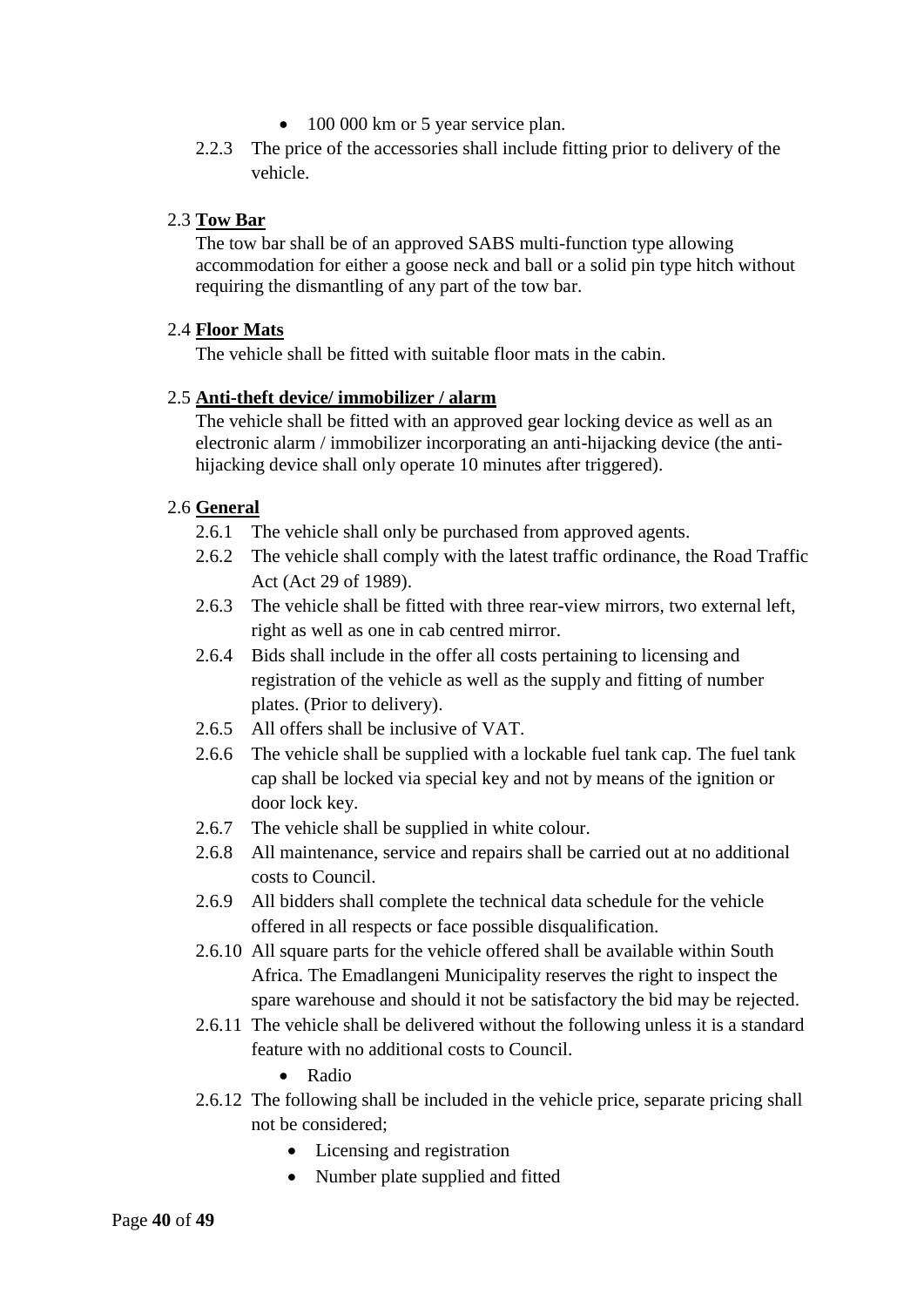- 100 000 km or 5 year service plan.

2.2.3 The price of the accessories shall include fitting prior to delivery of the vehicle.

2.3 **Tow Bar**

The tow bar shall be of an approved SABS multi-function type allowing accommodation for either a goose neck and ball or a solid pin type hitch without requiring the dismantling of any part of the tow bar.

2.4 **Floor Mats**

The vehicle shall be fitted with suitable floor mats in the cabin.

2.5 **Anti-theft device/ immobilizer / alarm**

The vehicle shall be fitted with an approved gear locking device as well as an electronic alarm / immobilizer incorporating an anti-hijacking device (the anti-hijacking device shall only operate 10 minutes after triggered).

2.6 **General**

2.6.1 The vehicle shall only be purchased from approved agents.

2.6.2 The vehicle shall comply with the latest traffic ordinance, the Road Traffic Act (Act 29 of 1989).

2.6.3 The vehicle shall be fitted with three rear-view mirrors, two external left, right as well as one in cab centred mirror.

2.6.4 Bids shall include in the offer all costs pertaining to licensing and registration of the vehicle as well as the supply and fitting of number plates. (Prior to delivery).

2.6.5 All offers shall be inclusive of VAT.

2.6.6 The vehicle shall be supplied with a lockable fuel tank cap. The fuel tank cap shall be locked via special key and not by means of the ignition or door lock key.

2.6.7 The vehicle shall be supplied in white colour.

2.6.8 All maintenance, service and repairs shall be carried out at no additional costs to Council.

2.6.9 All bidders shall complete the technical data schedule for the vehicle offered in all respects or face possible disqualification.

2.6.10 All square parts for the vehicle offered shall be available within South Africa. The Emadlangeni Municipality reserves the right to inspect the spare warehouse and should it not be satisfactory the bid may be rejected.

2.6.11 The vehicle shall be delivered without the following unless it is a standard feature with no additional costs to Council.

- Radio

2.6.12 The following shall be included in the vehicle price, separate pricing shall not be considered;

- Licensing and registration
- Number plate supplied and fitted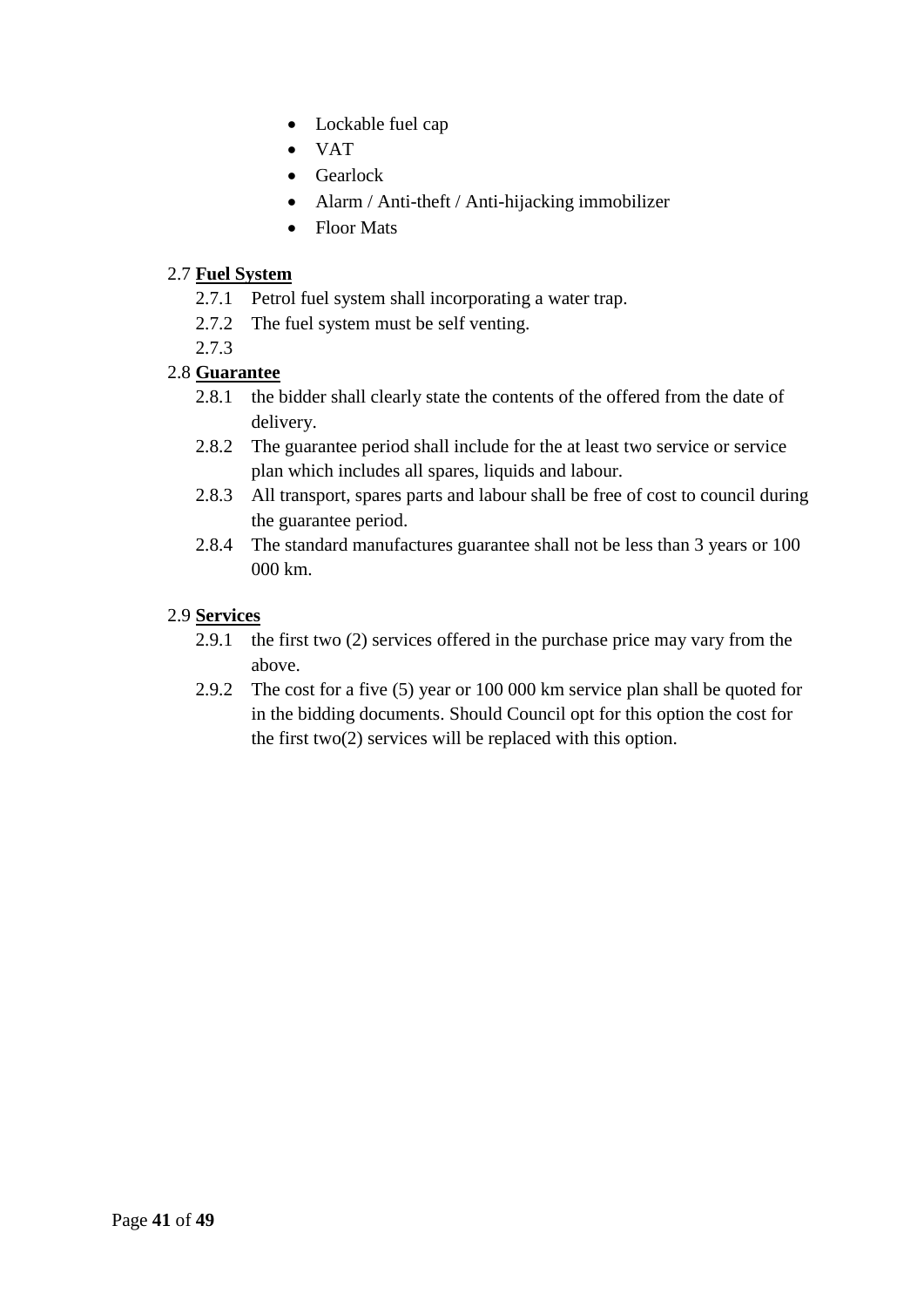- Lockable fuel cap
- VAT
- Gearlock
- Alarm / Anti-theft / Anti-hijacking immobilizer
- Floor Mats

2.7 **<u>Fuel System</u>**

2.7.1 Petrol fuel system shall incorporating a water trap.

2.7.2 The fuel system must be self venting.

2.7.3

2.8 **<u>Guarantee</u>**

2.8.1 the bidder shall clearly state the contents of the offered from the date of delivery.

2.8.2 The guarantee period shall include for the at least two service or service plan which includes all spares, liquids and labour.

2.8.3 All transport, spares parts and labour shall be free of cost to council during the guarantee period.

2.8.4 The standard manufactures guarantee shall not be less than 3 years or 100 000 km.

2.9 **<u>Services</u>**

2.9.1 the first two (2) services offered in the purchase price may vary from the above.

2.9.2 The cost for a five (5) year or 100 000 km service plan shall be quoted for in the bidding documents. Should Council opt for this option the cost for the first two(2) services will be replaced with this option.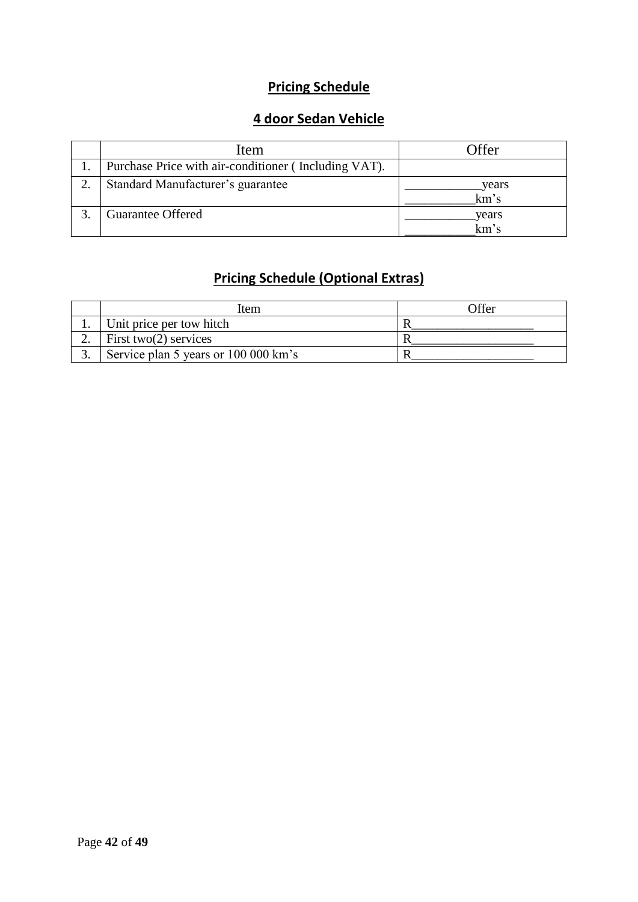## Pricing Schedule

## 4 door Sedan Vehicle

| | Item | Offer |
|---|---|---|
| 1. | Purchase Price with air-conditioner ( Including VAT). | |
| 2. | Standard Manufacturer's guarantee | ____________years<br>___________km's |
| 3. | Guarantee Offered | ___________years<br>___________km's |

## Pricing Schedule (Optional Extras)

| | Item | Offer |
|---|---|---|
| 1. | Unit price per tow hitch | R___________________ |
| 2. | First two(2) services | R___________________ |
| 3. | Service plan 5 years or 100 000 km's | R___________________ |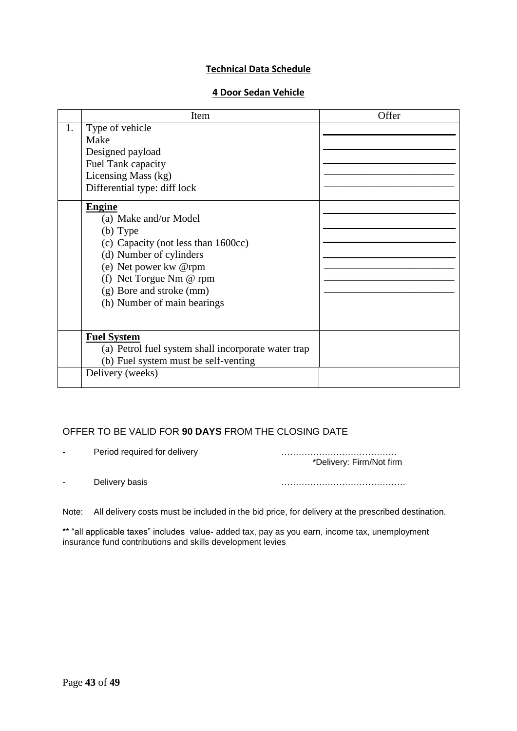## Technical Data Schedule

### 4 Door Sedan Vehicle

| | Item | Offer |
|---|---|---|
| 1. | Type of vehicle<br>Make<br>Designed payload<br>Fuel Tank capacity<br>Licensing Mass (kg)<br>Differential type: diff lock | ____________________<br>____________________<br>____________________<br>____________________<br>____________________<br>____________________ |
| | **Engine**<br>(a) Make and/or Model<br>(b) Type<br>(c) Capacity (not less than 1600cc)<br>(d) Number of cylinders<br>(e) Net power kw @rpm<br>(f) Net Torgue Nm @ rpm<br>(g) Bore and stroke (mm)<br>(h) Number of main bearings | ____________________<br>____________________<br>____________________<br>____________________<br>____________________<br>____________________<br>____________________ |
| | **Fuel System**<br>(a) Petrol fuel system shall incorporate water trap<br>(b) Fuel system must be self-venting | |
| | Delivery (weeks) | |

OFFER TO BE VALID FOR **90 DAYS** FROM THE CLOSING DATE

- Period required for delivery ………………………………….
  *Delivery: Firm/Not firm
- Delivery basis …………………………………….

Note: All delivery costs must be included in the bid price, for delivery at the prescribed destination.

** "all applicable taxes" includes value- added tax, pay as you earn, income tax, unemployment insurance fund contributions and skills development levies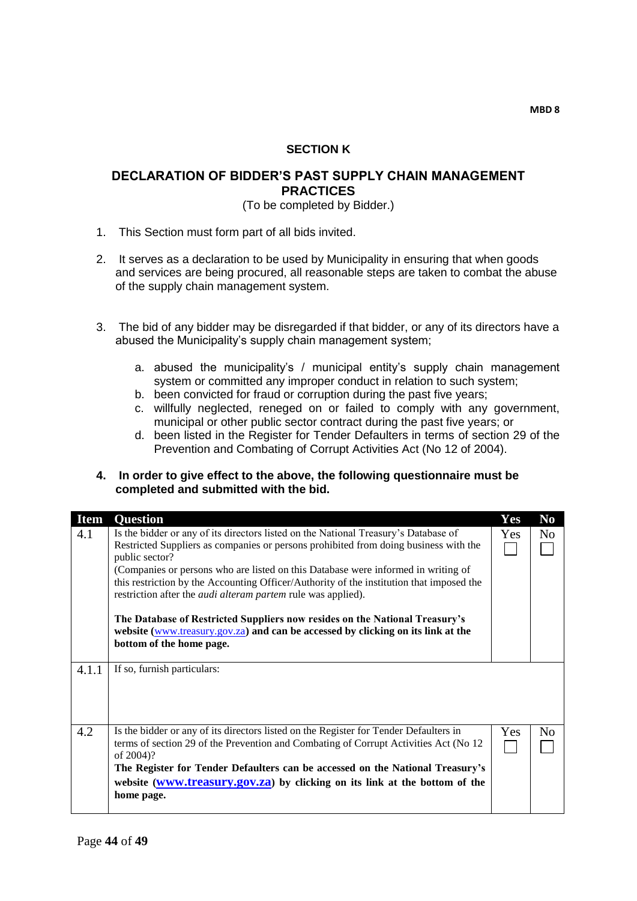MBD 8

## SECTION K

## DECLARATION OF BIDDER'S PAST SUPPLY CHAIN MANAGEMENT PRACTICES

(To be completed by Bidder.)

1. This Section must form part of all bids invited.

2. It serves as a declaration to be used by Municipality in ensuring that when goods and services are being procured, all reasonable steps are taken to combat the abuse of the supply chain management system.

3. The bid of any bidder may be disregarded if that bidder, or any of its directors have a abused the Municipality's supply chain management system;

   a. abused the municipality's / municipal entity's supply chain management system or committed any improper conduct in relation to such system;
   b. been convicted for fraud or corruption during the past five years;
   c. willfully neglected, reneged on or failed to comply with any government, municipal or other public sector contract during the past five years; or
   d. been listed in the Register for Tender Defaulters in terms of section 29 of the Prevention and Combating of Corrupt Activities Act (No 12 of 2004).

**4. In order to give effect to the above, the following questionnaire must be completed and submitted with the bid.**

| Item | Question | Yes | No |
|---|---|---|---|
| 4.1 | Is the bidder or any of its directors listed on the National Treasury's Database of Restricted Suppliers as companies or persons prohibited from doing business with the public sector?<br>(Companies or persons who are listed on this Database were informed in writing of this restriction by the Accounting Officer/Authority of the institution that imposed the restriction after the *audi alteram partem* rule was applied).<br><br>**The Database of Restricted Suppliers now resides on the National Treasury's website (www.treasury.gov.za) and can be accessed by clicking on its link at the bottom of the home page.** | Yes ☐ | No ☐ |
| 4.1.1 | If so, furnish particulars: | | |
| 4.2 | Is the bidder or any of its directors listed on the Register for Tender Defaulters in terms of section 29 of the Prevention and Combating of Corrupt Activities Act (No 12 of 2004)?<br>**The Register for Tender Defaulters can be accessed on the National Treasury's website (www.treasury.gov.za) by clicking on its link at the bottom of the home page.** | Yes ☐ | No ☐ |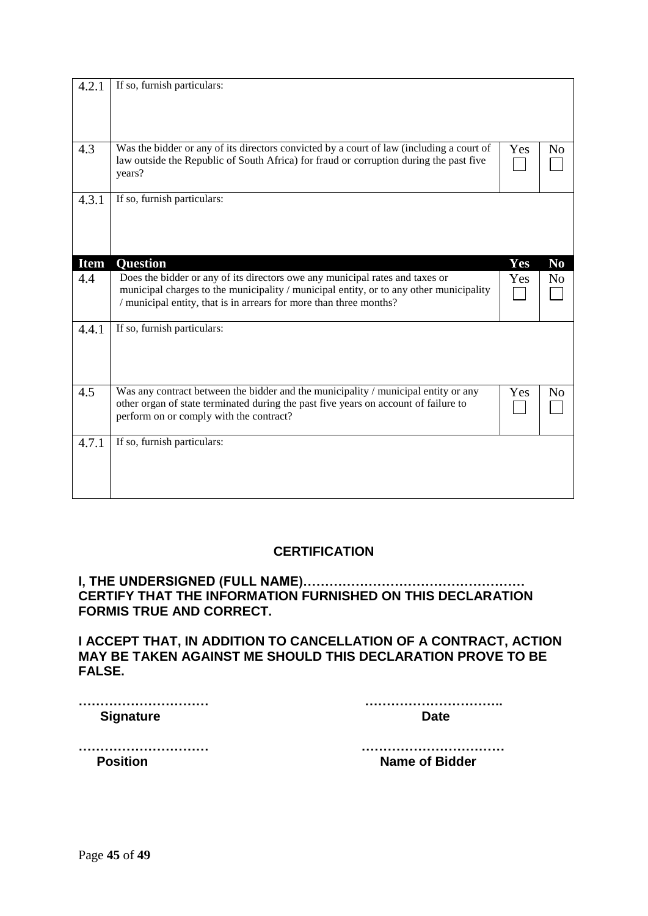| | | | |
|---|---|---|---|
| 4.2.1 | If so, furnish particulars: | | |
| 4.3 | Was the bidder or any of its directors convicted by a court of law (including a court of law outside the Republic of South Africa) for fraud or corruption during the past five years? | Yes ☐ | No ☐ |
| 4.3.1 | If so, furnish particulars: | | |
| **Item** | **Question** | **Yes** | **No** |
| 4.4 | Does the bidder or any of its directors owe any municipal rates and taxes or municipal charges to the municipality / municipal entity, or to any other municipality / municipal entity, that is in arrears for more than three months? | Yes ☐ | No ☐ |
| 4.4.1 | If so, furnish particulars: | | |
| 4.5 | Was any contract between the bidder and the municipality / municipal entity or any other organ of state terminated during the past five years on account of failure to perform on or comply with the contract? | Yes ☐ | No ☐ |
| 4.7.1 | If so, furnish particulars: | | |

## CERTIFICATION

**I, THE UNDERSIGNED (FULL NAME)…………………………………………… CERTIFY THAT THE INFORMATION FURNISHED ON THIS DECLARATION FORMIS TRUE AND CORRECT.**

**I ACCEPT THAT, IN ADDITION TO CANCELLATION OF A CONTRACT, ACTION MAY BE TAKEN AGAINST ME SHOULD THIS DECLARATION PROVE TO BE FALSE.**

**…………………………** **Signature**

**…………………………..** **Date**

**…………………………** **Position**

**……………………………** **Name of Bidder**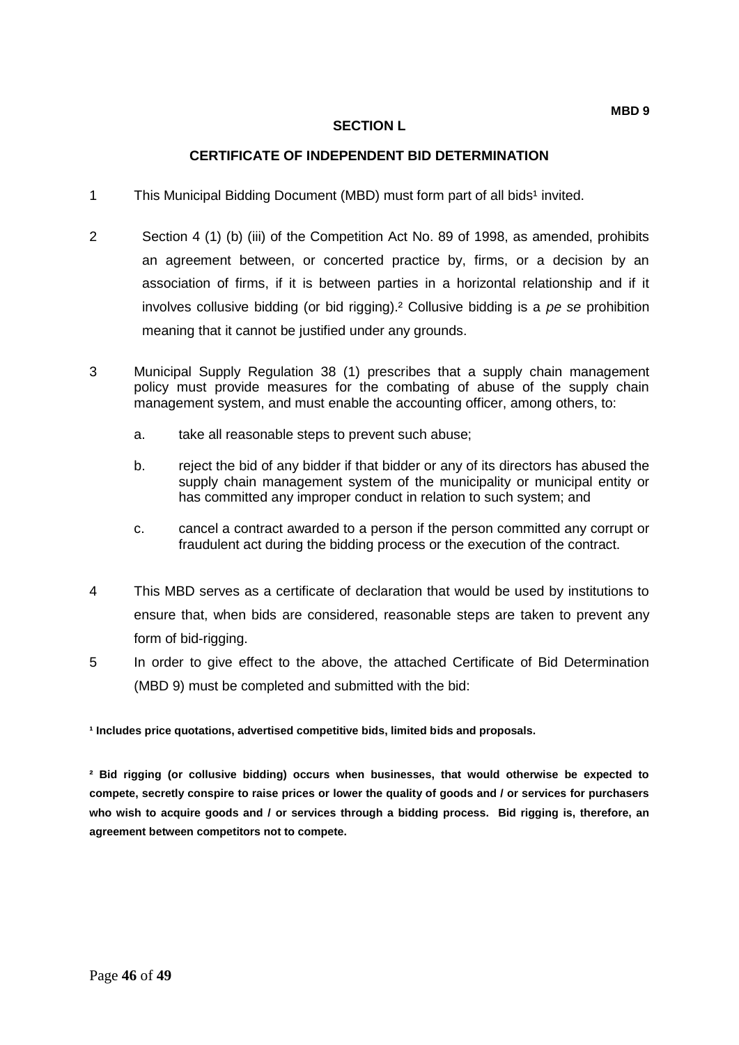**MBD 9**

## SECTION L

## CERTIFICATE OF INDEPENDENT BID DETERMINATION

1 This Municipal Bidding Document (MBD) must form part of all bids[1] invited.

2 Section 4 (1) (b) (iii) of the Competition Act No. 89 of 1998, as amended, prohibits an agreement between, or concerted practice by, firms, or a decision by an association of firms, if it is between parties in a horizontal relationship and if it involves collusive bidding (or bid rigging).[2] Collusive bidding is a *pe se* prohibition meaning that it cannot be justified under any grounds.

3 Municipal Supply Regulation 38 (1) prescribes that a supply chain management policy must provide measures for the combating of abuse of the supply chain management system, and must enable the accounting officer, among others, to:

   a. take all reasonable steps to prevent such abuse;

   b. reject the bid of any bidder if that bidder or any of its directors has abused the supply chain management system of the municipality or municipal entity or has committed any improper conduct in relation to such system; and

   c. cancel a contract awarded to a person if the person committed any corrupt or fraudulent act during the bidding process or the execution of the contract.

4 This MBD serves as a certificate of declaration that would be used by institutions to ensure that, when bids are considered, reasonable steps are taken to prevent any form of bid-rigging.

5 In order to give effect to the above, the attached Certificate of Bid Determination (MBD 9) must be completed and submitted with the bid:

**[1] Includes price quotations, advertised competitive bids, limited bids and proposals.**

**[2] Bid rigging (or collusive bidding) occurs when businesses, that would otherwise be expected to compete, secretly conspire to raise prices or lower the quality of goods and / or services for purchasers who wish to acquire goods and / or services through a bidding process. Bid rigging is, therefore, an agreement between competitors not to compete.**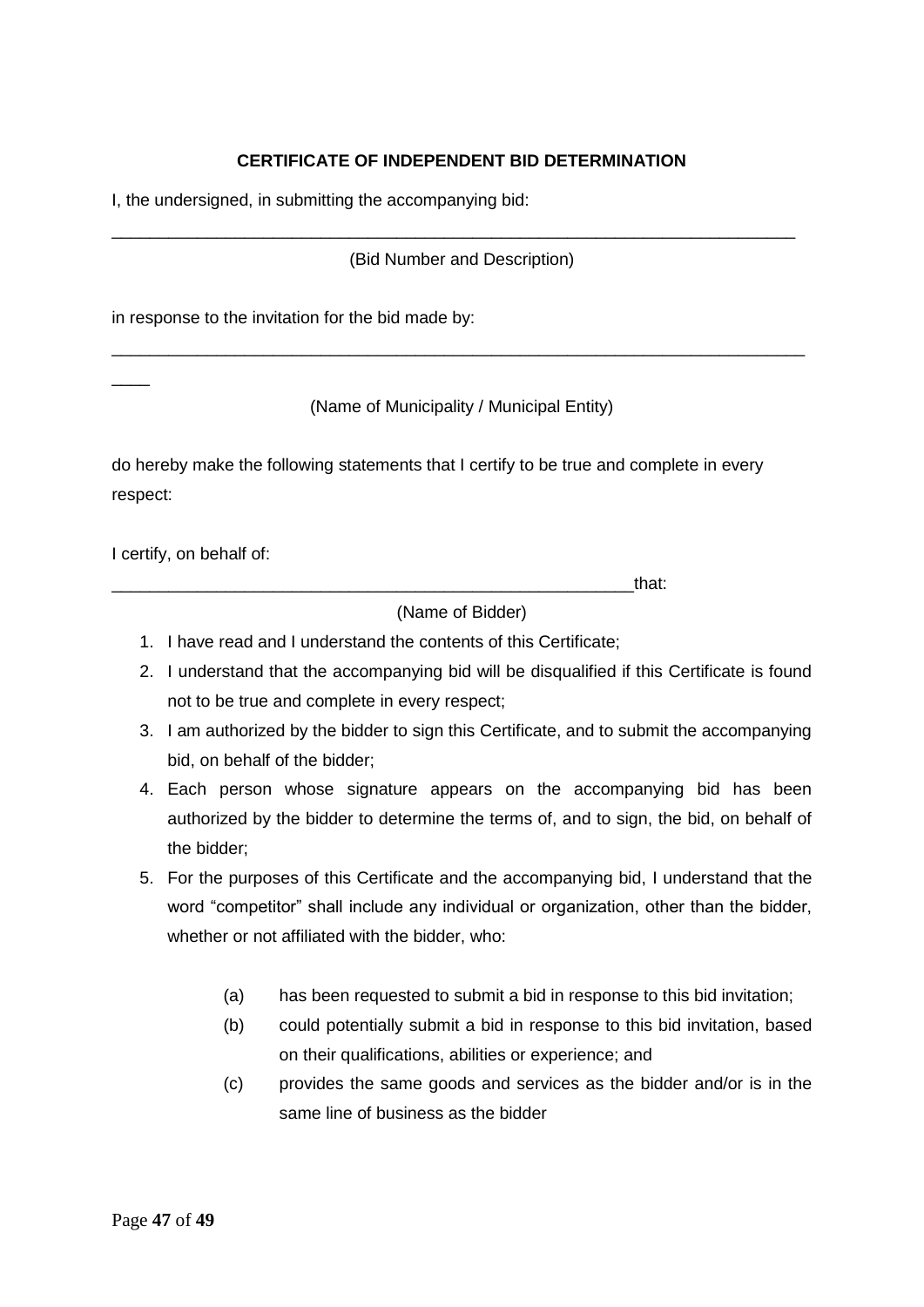**CERTIFICATE OF INDEPENDENT BID DETERMINATION**

I, the undersigned, in submitting the accompanying bid:

_____________________________________________________________________________

(Bid Number and Description)

in response to the invitation for the bid made by:

_________________________________________________________________________________

(Name of Municipality / Municipal Entity)

do hereby make the following statements that I certify to be true and complete in every respect:

I certify, on behalf of:

__________________________________________________________that:

(Name of Bidder)

1. I have read and I understand the contents of this Certificate;
2. I understand that the accompanying bid will be disqualified if this Certificate is found not to be true and complete in every respect;
3. I am authorized by the bidder to sign this Certificate, and to submit the accompanying bid, on behalf of the bidder;
4. Each person whose signature appears on the accompanying bid has been authorized by the bidder to determine the terms of, and to sign, the bid, on behalf of the bidder;
5. For the purposes of this Certificate and the accompanying bid, I understand that the word "competitor" shall include any individual or organization, other than the bidder, whether or not affiliated with the bidder, who:

   (a) has been requested to submit a bid in response to this bid invitation;

   (b) could potentially submit a bid in response to this bid invitation, based on their qualifications, abilities or experience; and

   (c) provides the same goods and services as the bidder and/or is in the same line of business as the bidder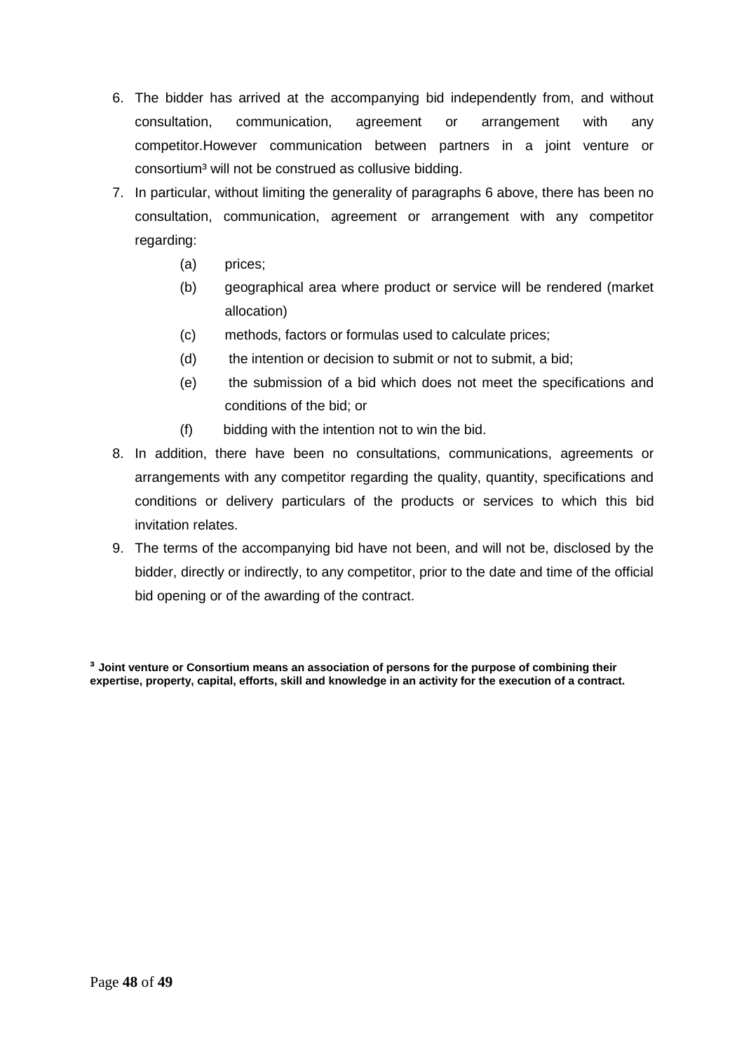6. The bidder has arrived at the accompanying bid independently from, and without consultation, communication, agreement or arrangement with any competitor.However communication between partners in a joint venture or consortium[3] will not be construed as collusive bidding.
7. In particular, without limiting the generality of paragraphs 6 above, there has been no consultation, communication, agreement or arrangement with any competitor regarding:
   - (a) prices;
   - (b) geographical area where product or service will be rendered (market allocation)
   - (c) methods, factors or formulas used to calculate prices;
   - (d) the intention or decision to submit or not to submit, a bid;
   - (e) the submission of a bid which does not meet the specifications and conditions of the bid; or
   - (f) bidding with the intention not to win the bid.
8. In addition, there have been no consultations, communications, agreements or arrangements with any competitor regarding the quality, quantity, specifications and conditions or delivery particulars of the products or services to which this bid invitation relates.
9. The terms of the accompanying bid have not been, and will not be, disclosed by the bidder, directly or indirectly, to any competitor, prior to the date and time of the official bid opening or of the awarding of the contract.

**[3] Joint venture or Consortium means an association of persons for the purpose of combining their expertise, property, capital, efforts, skill and knowledge in an activity for the execution of a contract.**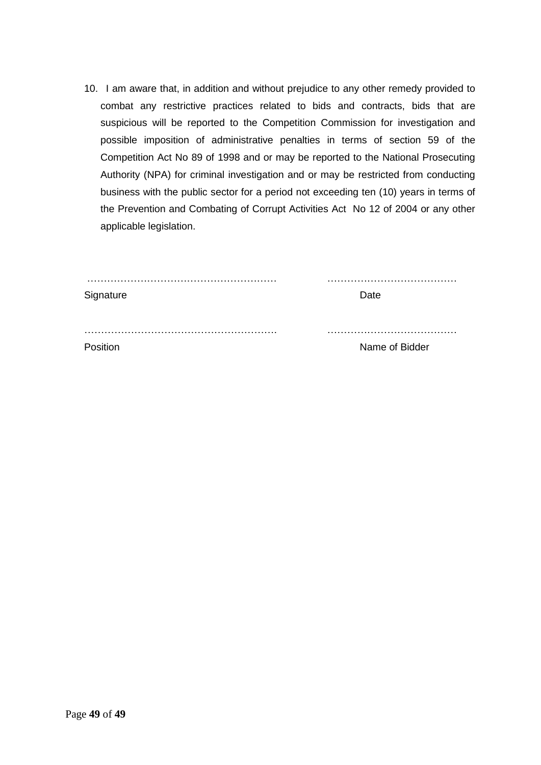10. I am aware that, in addition and without prejudice to any other remedy provided to combat any restrictive practices related to bids and contracts, bids that are suspicious will be reported to the Competition Commission for investigation and possible imposition of administrative penalties in terms of section 59 of the Competition Act No 89 of 1998 and or may be reported to the National Prosecuting Authority (NPA) for criminal investigation and or may be restricted from conducting business with the public sector for a period not exceeding ten (10) years in terms of the Prevention and Combating of Corrupt Activities Act No 12 of 2004 or any other applicable legislation.

………………………………………………… ………………………………… 
Signature Date

………………………………………………… ………………………………… 
Position Name of Bidder